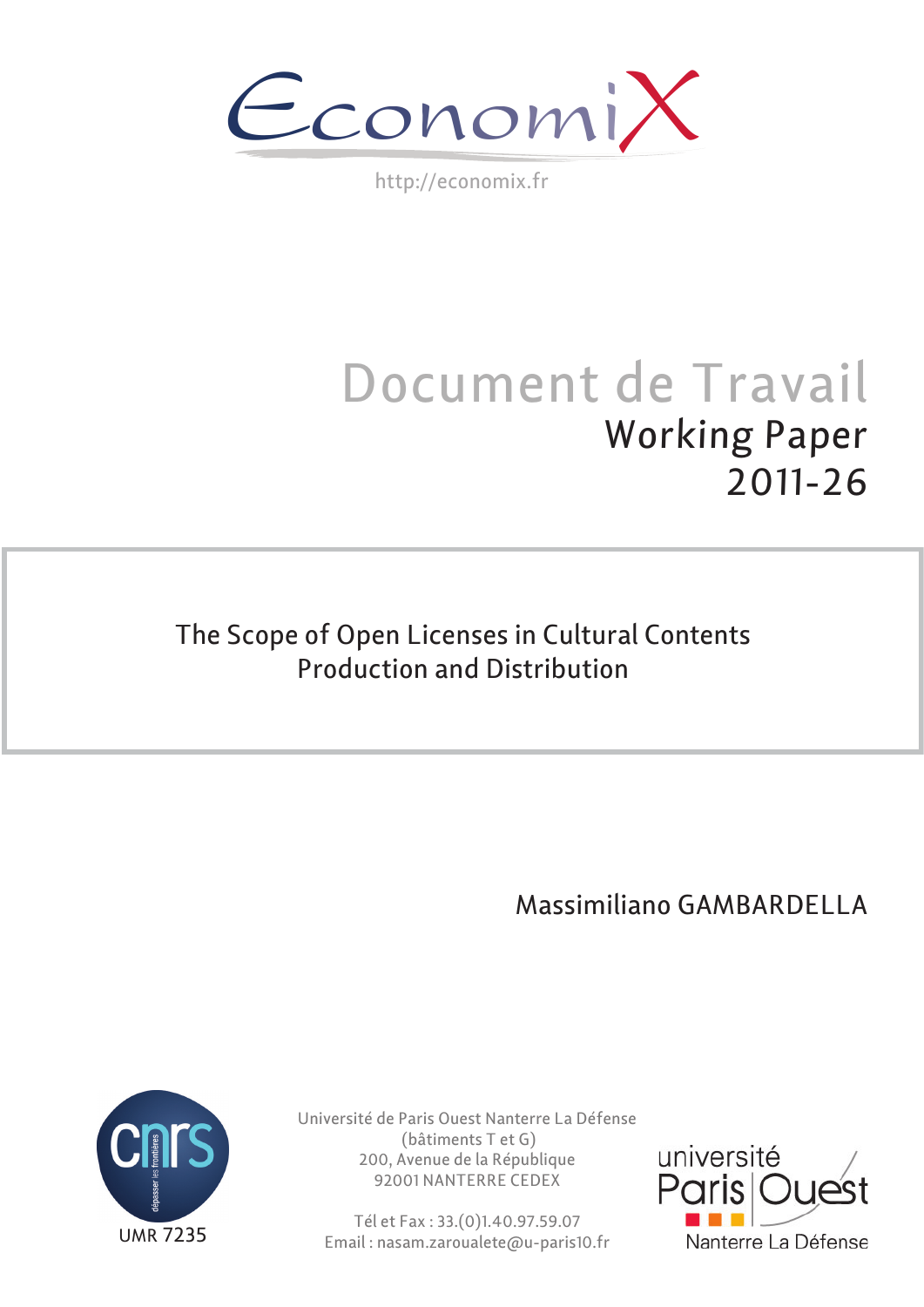EconomiX

http://economix.fr

# Document de Travail

## Working Paper
## 2011-26

**The Scope of Open Licenses in Cultural Contents Production and Distribution**

Massimiliano GAMBARDELLA

UMR 7235

Université de Paris Ouest Nanterre La Défense
(bâtiments T et G)
200, Avenue de la République
92001 NANTERRE CEDEX

Tél et Fax : 33.(0)1.40.97.59.07
Email : nasam.zaroualete@u-paris10.fr

université Paris Ouest Nanterre La Défense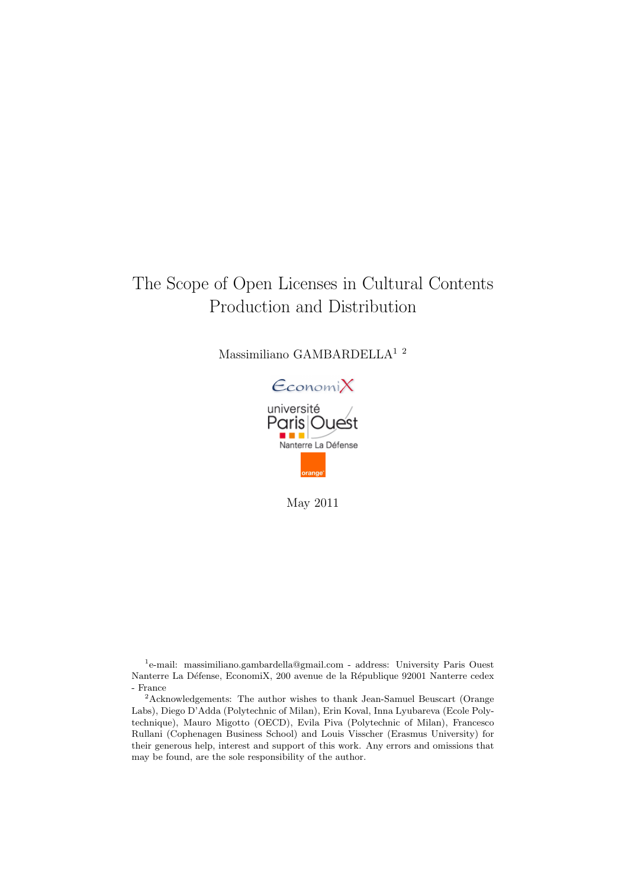# The Scope of Open Licenses in Cultural Contents Production and Distribution

Massimiliano GAMBARDELLA[1] [2]

EconomiX

université Paris Ouest Nanterre La Défense

orange

May 2011

[1]e-mail: massimiliano.gambardella@gmail.com - address: University Paris Ouest Nanterre La Défense, EconomiX, 200 avenue de la République 92001 Nanterre cedex - France

[2]Acknowledgements: The author wishes to thank Jean-Samuel Beuscart (Orange Labs), Diego D'Adda (Polytechnic of Milan), Erin Koval, Inna Lyubareva (Ecole Polytechnique), Mauro Migotto (OECD), Evila Piva (Polytechnic of Milan), Francesco Rullani (Cophenagen Business School) and Louis Visscher (Erasmus University) for their generous help, interest and support of this work. Any errors and omissions that may be found, are the sole responsibility of the author.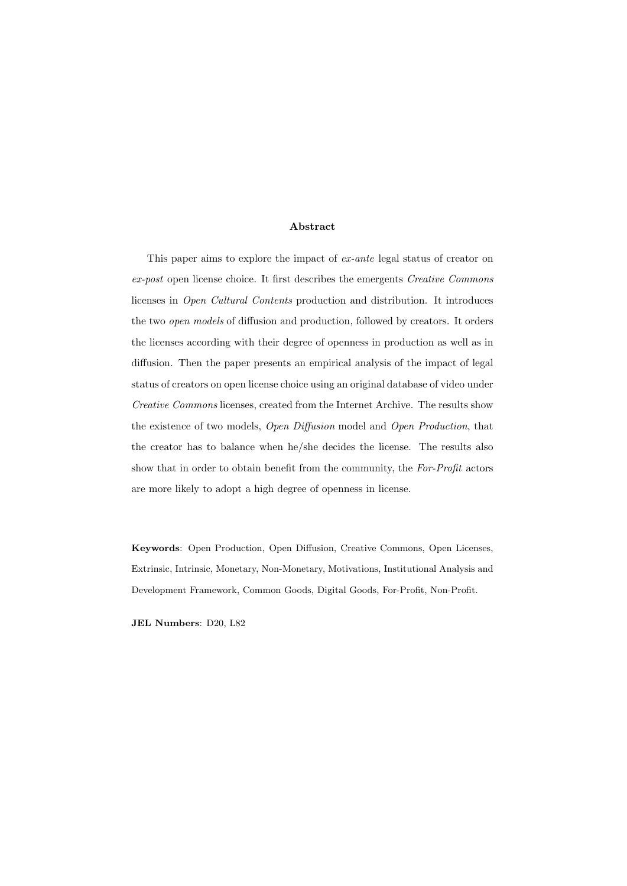## Abstract

This paper aims to explore the impact of *ex-ante* legal status of creator on *ex-post* open license choice. It first describes the emergents *Creative Commons* licenses in *Open Cultural Contents* production and distribution. It introduces the two *open models* of diffusion and production, followed by creators. It orders the licenses according with their degree of openness in production as well as in diffusion. Then the paper presents an empirical analysis of the impact of legal status of creators on open license choice using an original database of video under *Creative Commons* licenses, created from the Internet Archive. The results show the existence of two models, *Open Diffusion* model and *Open Production*, that the creator has to balance when he/she decides the license. The results also show that in order to obtain benefit from the community, the *For-Profit* actors are more likely to adopt a high degree of openness in license.

**Keywords**: Open Production, Open Diffusion, Creative Commons, Open Licenses, Extrinsic, Intrinsic, Monetary, Non-Monetary, Motivations, Institutional Analysis and Development Framework, Common Goods, Digital Goods, For-Profit, Non-Profit.

**JEL Numbers**: D20, L82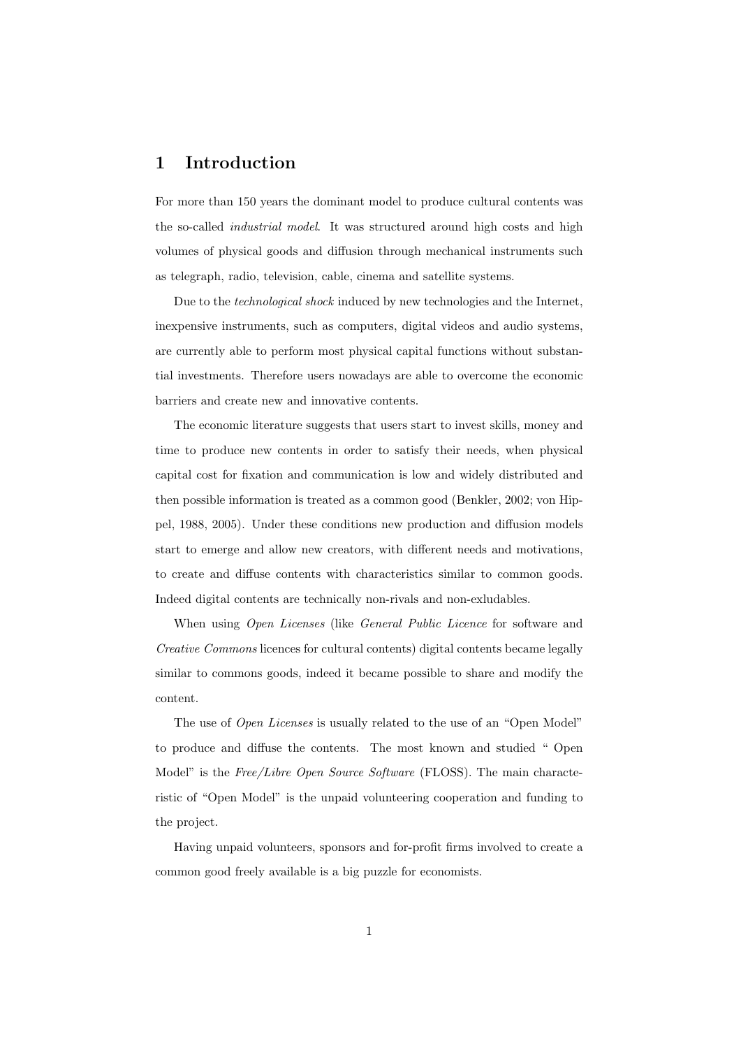## 1 Introduction

For more than 150 years the dominant model to produce cultural contents was the so-called *industrial model*. It was structured around high costs and high volumes of physical goods and diffusion through mechanical instruments such as telegraph, radio, television, cable, cinema and satellite systems.

Due to the *technological shock* induced by new technologies and the Internet, inexpensive instruments, such as computers, digital videos and audio systems, are currently able to perform most physical capital functions without substantial investments. Therefore users nowadays are able to overcome the economic barriers and create new and innovative contents.

The economic literature suggests that users start to invest skills, money and time to produce new contents in order to satisfy their needs, when physical capital cost for fixation and communication is low and widely distributed and then possible information is treated as a common good (Benkler, 2002; von Hippel, 1988, 2005). Under these conditions new production and diffusion models start to emerge and allow new creators, with different needs and motivations, to create and diffuse contents with characteristics similar to common goods. Indeed digital contents are technically non-rivals and non-exludables.

When using *Open Licenses* (like *General Public Licence* for software and *Creative Commons* licences for cultural contents) digital contents became legally similar to commons goods, indeed it became possible to share and modify the content.

The use of *Open Licenses* is usually related to the use of an "Open Model" to produce and diffuse the contents. The most known and studied " Open Model" is the *Free/Libre Open Source Software* (FLOSS). The main characteristic of "Open Model" is the unpaid volunteering cooperation and funding to the project.

Having unpaid volunteers, sponsors and for-profit firms involved to create a common good freely available is a big puzzle for economists.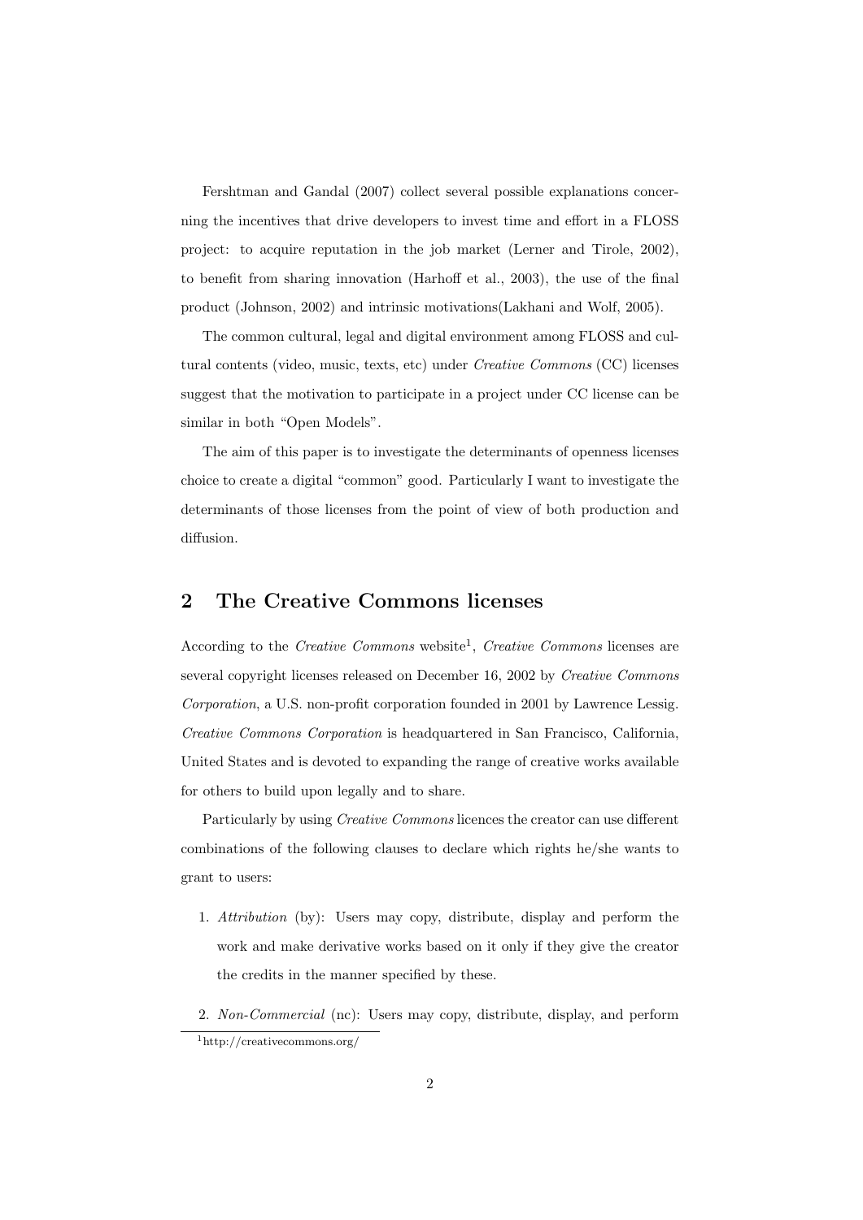Fershtman and Gandal (2007) collect several possible explanations concerning the incentives that drive developers to invest time and effort in a FLOSS project: to acquire reputation in the job market (Lerner and Tirole, 2002), to benefit from sharing innovation (Harhoff et al., 2003), the use of the final product (Johnson, 2002) and intrinsic motivations(Lakhani and Wolf, 2005).

The common cultural, legal and digital environment among FLOSS and cultural contents (video, music, texts, etc) under *Creative Commons* (CC) licenses suggest that the motivation to participate in a project under CC license can be similar in both "Open Models".

The aim of this paper is to investigate the determinants of openness licenses choice to create a digital "common" good. Particularly I want to investigate the determinants of those licenses from the point of view of both production and diffusion.

## 2 The Creative Commons licenses

According to the *Creative Commons* website[1], *Creative Commons* licenses are several copyright licenses released on December 16, 2002 by *Creative Commons Corporation*, a U.S. non-profit corporation founded in 2001 by Lawrence Lessig. *Creative Commons Corporation* is headquartered in San Francisco, California, United States and is devoted to expanding the range of creative works available for others to build upon legally and to share.

Particularly by using *Creative Commons* licences the creator can use different combinations of the following clauses to declare which rights he/she wants to grant to users:

1. *Attribution* (by): Users may copy, distribute, display and perform the work and make derivative works based on it only if they give the creator the credits in the manner specified by these.
2. *Non-Commercial* (nc): Users may copy, distribute, display, and perform

[1] http://creativecommons.org/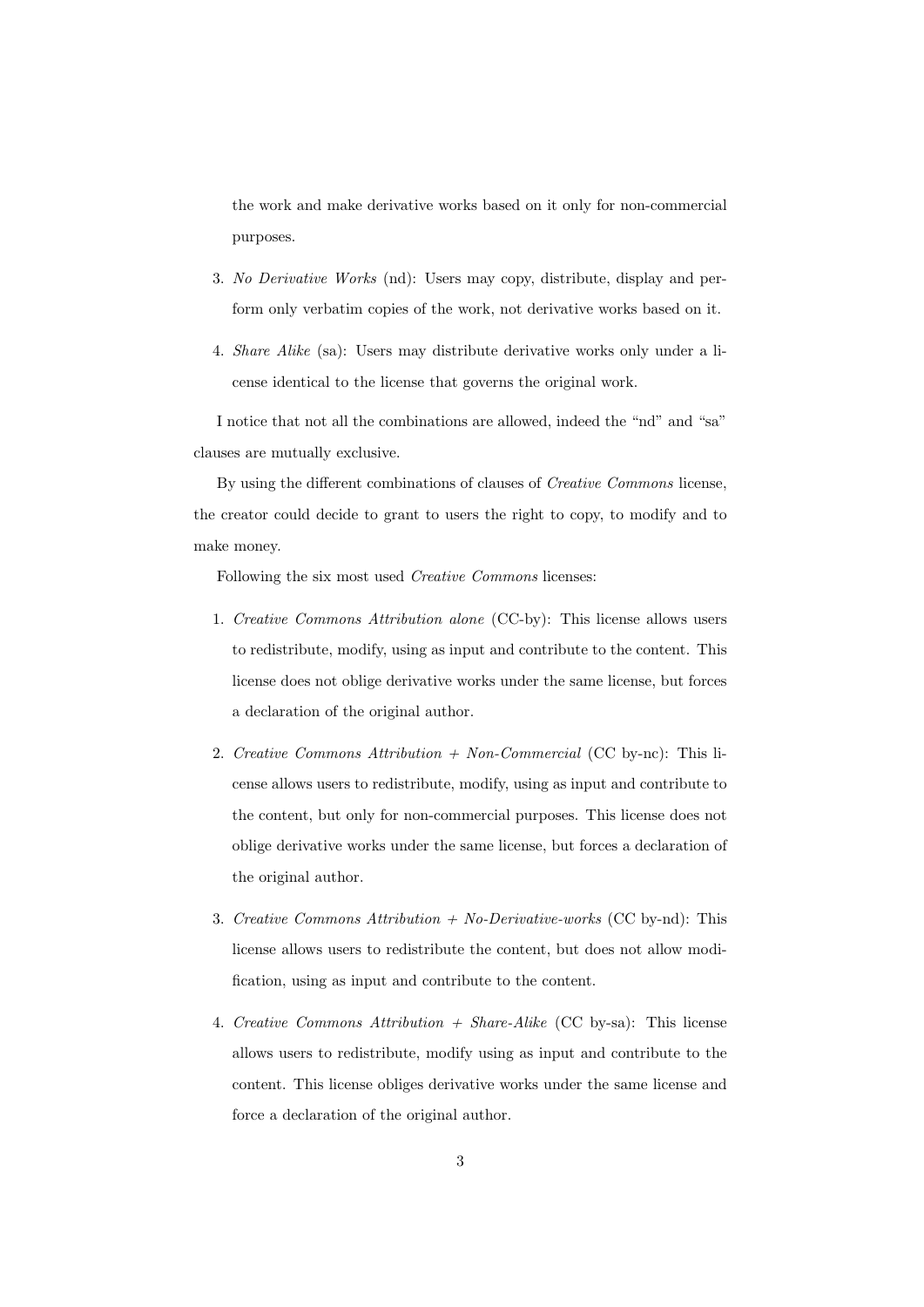the work and make derivative works based on it only for non-commercial purposes.

3. *No Derivative Works* (nd): Users may copy, distribute, display and perform only verbatim copies of the work, not derivative works based on it.

4. *Share Alike* (sa): Users may distribute derivative works only under a license identical to the license that governs the original work.

I notice that not all the combinations are allowed, indeed the "nd" and "sa" clauses are mutually exclusive.

By using the different combinations of clauses of *Creative Commons* license, the creator could decide to grant to users the right to copy, to modify and to make money.

Following the six most used *Creative Commons* licenses:

1. *Creative Commons Attribution alone* (CC-by): This license allows users to redistribute, modify, using as input and contribute to the content. This license does not oblige derivative works under the same license, but forces a declaration of the original author.

2. *Creative Commons Attribution + Non-Commercial* (CC by-nc): This license allows users to redistribute, modify, using as input and contribute to the content, but only for non-commercial purposes. This license does not oblige derivative works under the same license, but forces a declaration of the original author.

3. *Creative Commons Attribution + No-Derivative-works* (CC by-nd): This license allows users to redistribute the content, but does not allow modification, using as input and contribute to the content.

4. *Creative Commons Attribution + Share-Alike* (CC by-sa): This license allows users to redistribute, modify using as input and contribute to the content. This license obliges derivative works under the same license and force a declaration of the original author.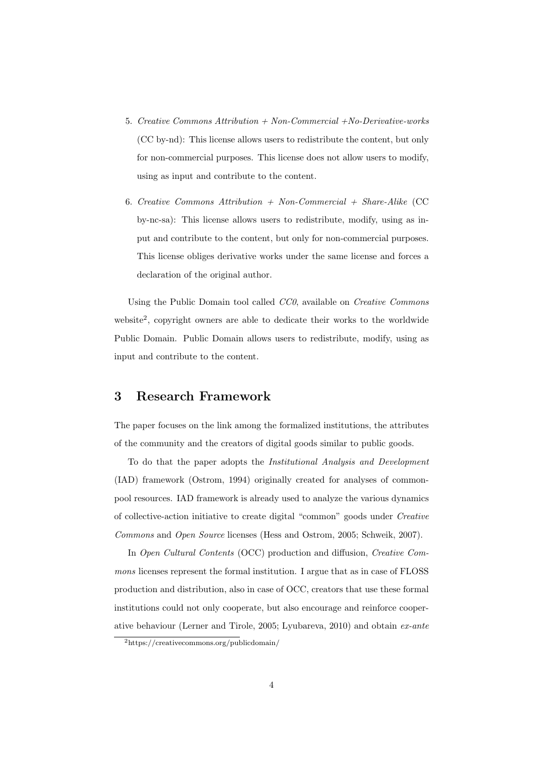5. *Creative Commons Attribution + Non-Commercial +No-Derivative-works* (CC by-nd): This license allows users to redistribute the content, but only for non-commercial purposes. This license does not allow users to modify, using as input and contribute to the content.

6. *Creative Commons Attribution + Non-Commercial + Share-Alike* (CC by-nc-sa): This license allows users to redistribute, modify, using as input and contribute to the content, but only for non-commercial purposes. This license obliges derivative works under the same license and forces a declaration of the original author.

Using the Public Domain tool called *CC0*, available on *Creative Commons* website[2], copyright owners are able to dedicate their works to the worldwide Public Domain. Public Domain allows users to redistribute, modify, using as input and contribute to the content.

# 3 Research Framework

The paper focuses on the link among the formalized institutions, the attributes of the community and the creators of digital goods similar to public goods.

To do that the paper adopts the *Institutional Analysis and Development* (IAD) framework (Ostrom, 1994) originally created for analyses of common-pool resources. IAD framework is already used to analyze the various dynamics of collective-action initiative to create digital "common" goods under *Creative Commons* and *Open Source* licenses (Hess and Ostrom, 2005; Schweik, 2007).

In *Open Cultural Contents* (OCC) production and diffusion, *Creative Commons* licenses represent the formal institution. I argue that as in case of FLOSS production and distribution, also in case of OCC, creators that use these formal institutions could not only cooperate, but also encourage and reinforce cooperative behaviour (Lerner and Tirole, 2005; Lyubareva, 2010) and obtain *ex-ante*

[2]https://creativecommons.org/publicdomain/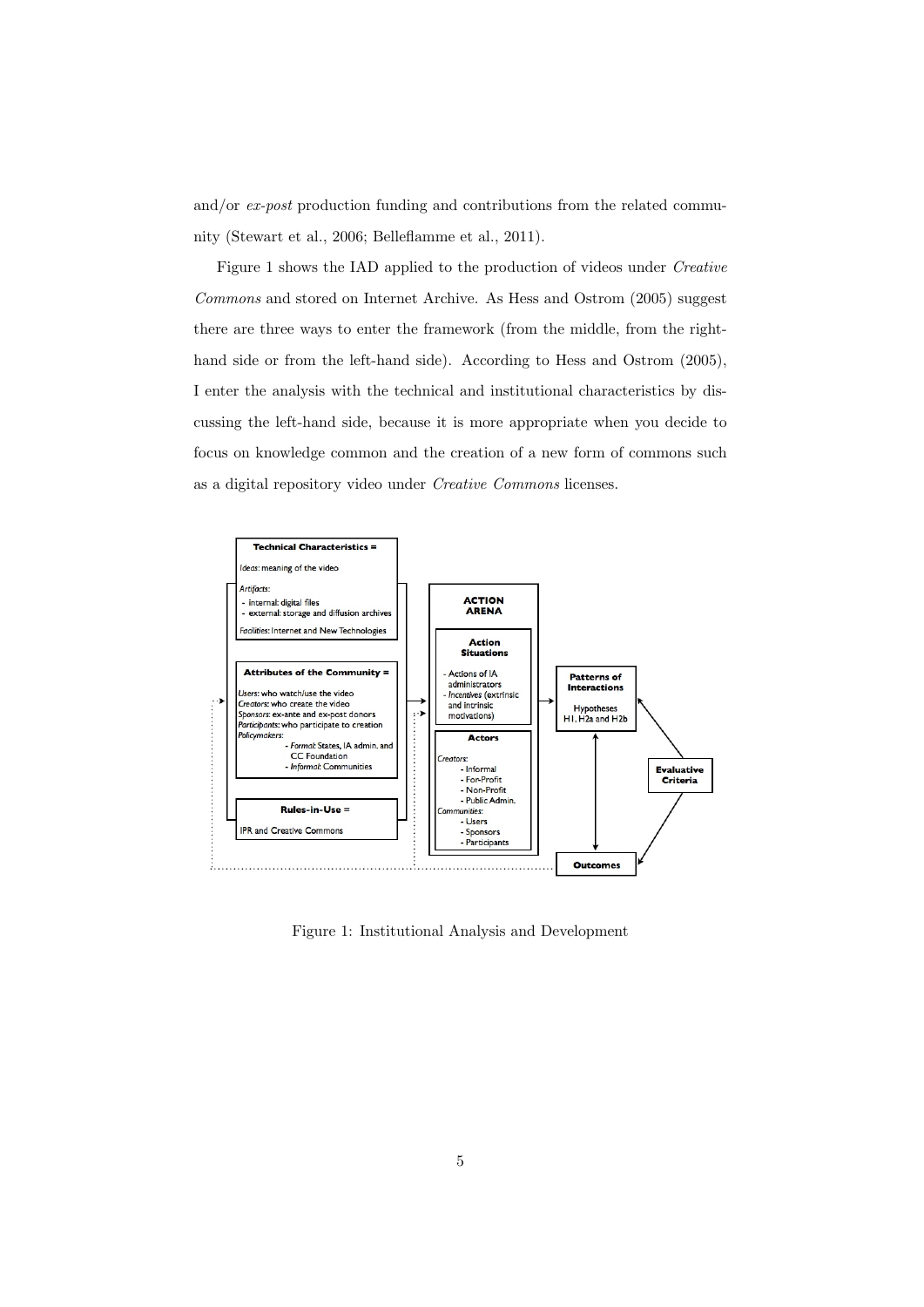and/or *ex-post* production funding and contributions from the related community (Stewart et al., 2006; Belleflamme et al., 2011).

Figure 1 shows the IAD applied to the production of videos under *Creative Commons* and stored on Internet Archive. As Hess and Ostrom (2005) suggest there are three ways to enter the framework (from the middle, from the right-hand side or from the left-hand side). According to Hess and Ostrom (2005), I enter the analysis with the technical and institutional characteristics by discussing the left-hand side, because it is more appropriate when you decide to focus on knowledge common and the creation of a new form of commons such as a digital repository video under *Creative Commons* licenses.

Figure 1: Institutional Analysis and Development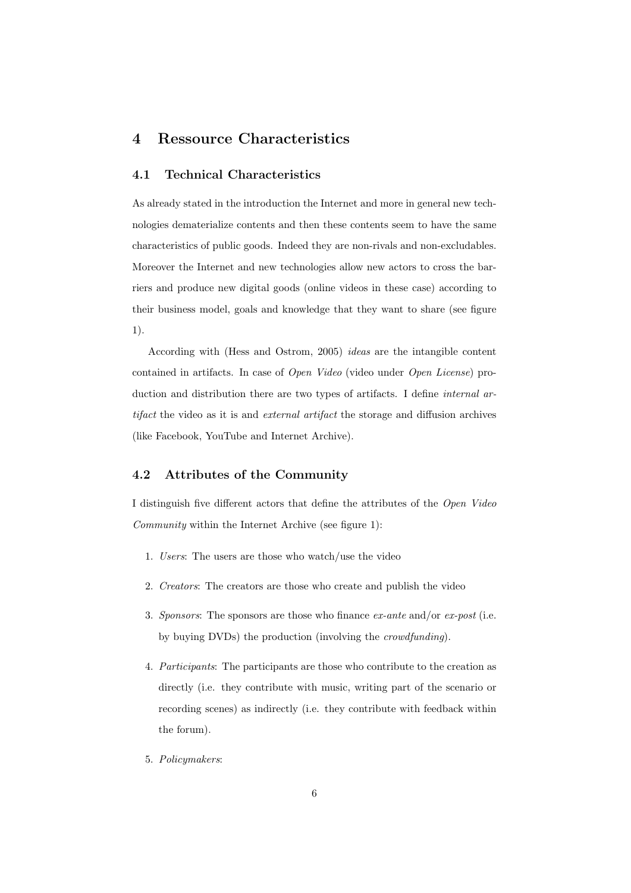## 4 Ressource Characteristics

### 4.1 Technical Characteristics

As already stated in the introduction the Internet and more in general new technologies dematerialize contents and then these contents seem to have the same characteristics of public goods. Indeed they are non-rivals and non-excludables. Moreover the Internet and new technologies allow new actors to cross the barriers and produce new digital goods (online videos in these case) according to their business model, goals and knowledge that they want to share (see figure 1).

According with (Hess and Ostrom, 2005) *ideas* are the intangible content contained in artifacts. In case of *Open Video* (video under *Open License*) production and distribution there are two types of artifacts. I define *internal artifact* the video as it is and *external artifact* the storage and diffusion archives (like Facebook, YouTube and Internet Archive).

### 4.2 Attributes of the Community

I distinguish five different actors that define the attributes of the *Open Video Community* within the Internet Archive (see figure 1):

1. *Users*: The users are those who watch/use the video
2. *Creators*: The creators are those who create and publish the video
3. *Sponsors*: The sponsors are those who finance *ex-ante* and/or *ex-post* (i.e. by buying DVDs) the production (involving the *crowdfunding*).
4. *Participants*: The participants are those who contribute to the creation as directly (i.e. they contribute with music, writing part of the scenario or recording scenes) as indirectly (i.e. they contribute with feedback within the forum).
5. *Policymakers*: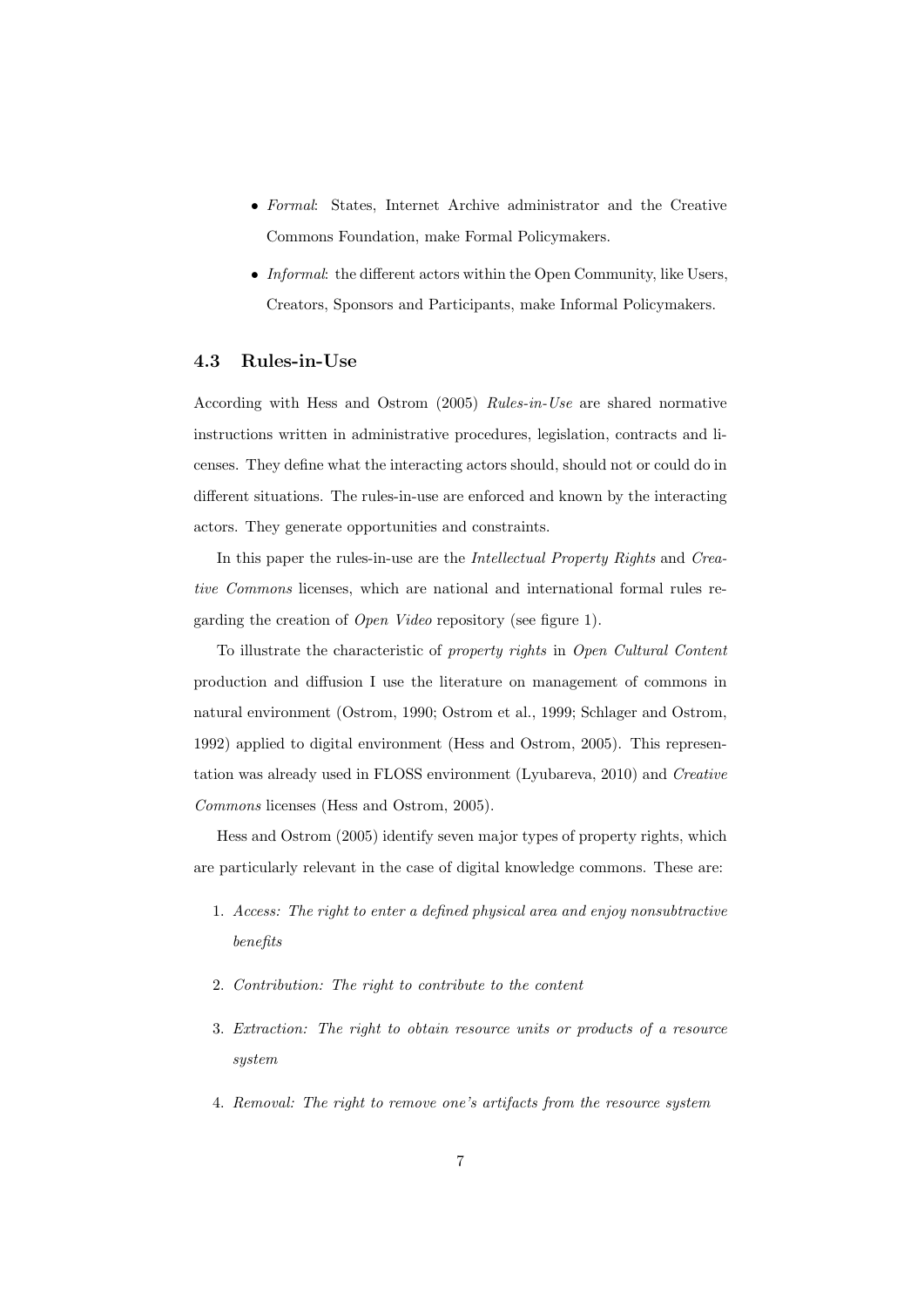- *Formal*: States, Internet Archive administrator and the Creative Commons Foundation, make Formal Policymakers.
- *Informal*: the different actors within the Open Community, like Users, Creators, Sponsors and Participants, make Informal Policymakers.

### 4.3 Rules-in-Use

According with Hess and Ostrom (2005) *Rules-in-Use* are shared normative instructions written in administrative procedures, legislation, contracts and licenses. They define what the interacting actors should, should not or could do in different situations. The rules-in-use are enforced and known by the interacting actors. They generate opportunities and constraints.

In this paper the rules-in-use are the *Intellectual Property Rights* and *Creative Commons* licenses, which are national and international formal rules regarding the creation of *Open Video* repository (see figure 1).

To illustrate the characteristic of *property rights* in *Open Cultural Content* production and diffusion I use the literature on management of commons in natural environment (Ostrom, 1990; Ostrom et al., 1999; Schlager and Ostrom, 1992) applied to digital environment (Hess and Ostrom, 2005). This representation was already used in FLOSS environment (Lyubareva, 2010) and *Creative Commons* licenses (Hess and Ostrom, 2005).

Hess and Ostrom (2005) identify seven major types of property rights, which are particularly relevant in the case of digital knowledge commons. These are:

1. *Access: The right to enter a defined physical area and enjoy nonsubtractive benefits*
2. *Contribution: The right to contribute to the content*
3. *Extraction: The right to obtain resource units or products of a resource system*
4. *Removal: The right to remove one's artifacts from the resource system*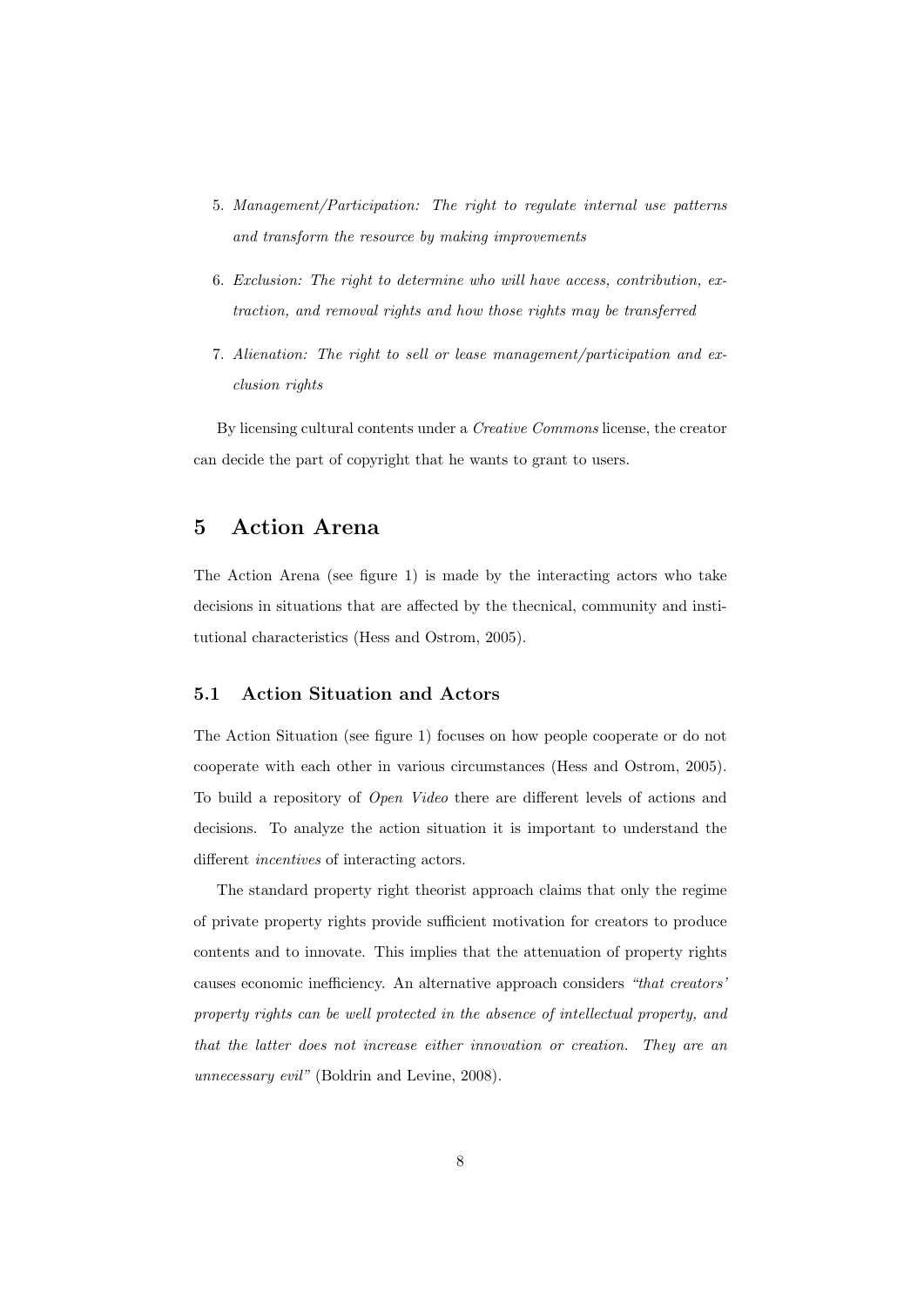5. *Management/Participation: The right to regulate internal use patterns and transform the resource by making improvements*
6. *Exclusion: The right to determine who will have access, contribution, extraction, and removal rights and how those rights may be transferred*
7. *Alienation: The right to sell or lease management/participation and exclusion rights*

By licensing cultural contents under a *Creative Commons* license, the creator can decide the part of copyright that he wants to grant to users.

# 5 Action Arena

The Action Arena (see figure 1) is made by the interacting actors who take decisions in situations that are affected by the thecnical, community and institutional characteristics (Hess and Ostrom, 2005).

## 5.1 Action Situation and Actors

The Action Situation (see figure 1) focuses on how people cooperate or do not cooperate with each other in various circumstances (Hess and Ostrom, 2005). To build a repository of *Open Video* there are different levels of actions and decisions. To analyze the action situation it is important to understand the different *incentives* of interacting actors.

The standard property right theorist approach claims that only the regime of private property rights provide sufficient motivation for creators to produce contents and to innovate. This implies that the attenuation of property rights causes economic inefficiency. An alternative approach considers *"that creators' property rights can be well protected in the absence of intellectual property, and that the latter does not increase either innovation or creation. They are an unnecessary evil"* (Boldrin and Levine, 2008).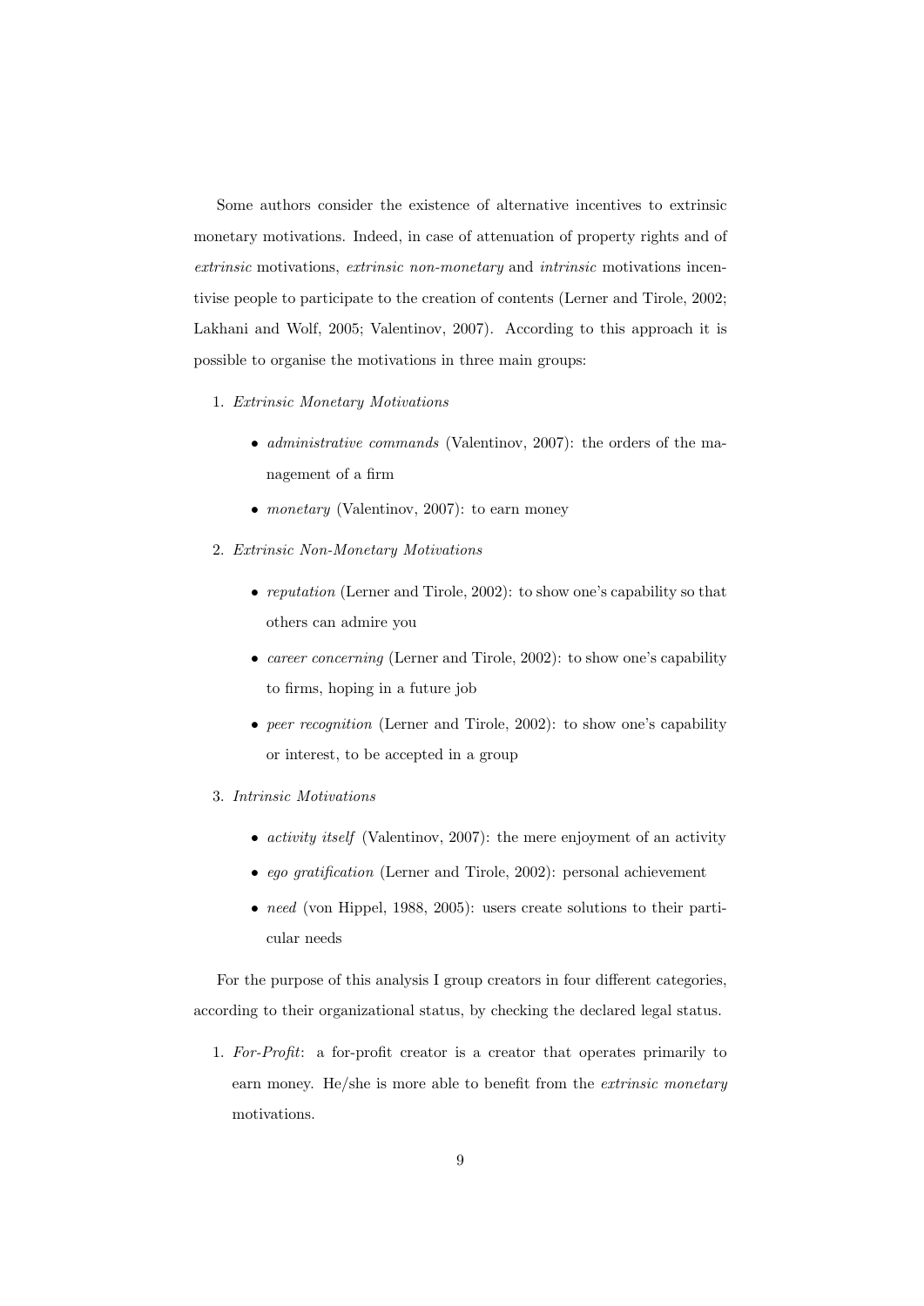Some authors consider the existence of alternative incentives to extrinsic monetary motivations. Indeed, in case of attenuation of property rights and of *extrinsic* motivations, *extrinsic non-monetary* and *intrinsic* motivations incentivise people to participate to the creation of contents (Lerner and Tirole, 2002; Lakhani and Wolf, 2005; Valentinov, 2007). According to this approach it is possible to organise the motivations in three main groups:

1. *Extrinsic Monetary Motivations*
   - *administrative commands* (Valentinov, 2007): the orders of the management of a firm
   - *monetary* (Valentinov, 2007): to earn money
2. *Extrinsic Non-Monetary Motivations*
   - *reputation* (Lerner and Tirole, 2002): to show one's capability so that others can admire you
   - *career concerning* (Lerner and Tirole, 2002): to show one's capability to firms, hoping in a future job
   - *peer recognition* (Lerner and Tirole, 2002): to show one's capability or interest, to be accepted in a group
3. *Intrinsic Motivations*
   - *activity itself* (Valentinov, 2007): the mere enjoyment of an activity
   - *ego gratification* (Lerner and Tirole, 2002): personal achievement
   - *need* (von Hippel, 1988, 2005): users create solutions to their particular needs

For the purpose of this analysis I group creators in four different categories, according to their organizational status, by checking the declared legal status.

1. *For-Profit*: a for-profit creator is a creator that operates primarily to earn money. He/she is more able to benefit from the *extrinsic monetary* motivations.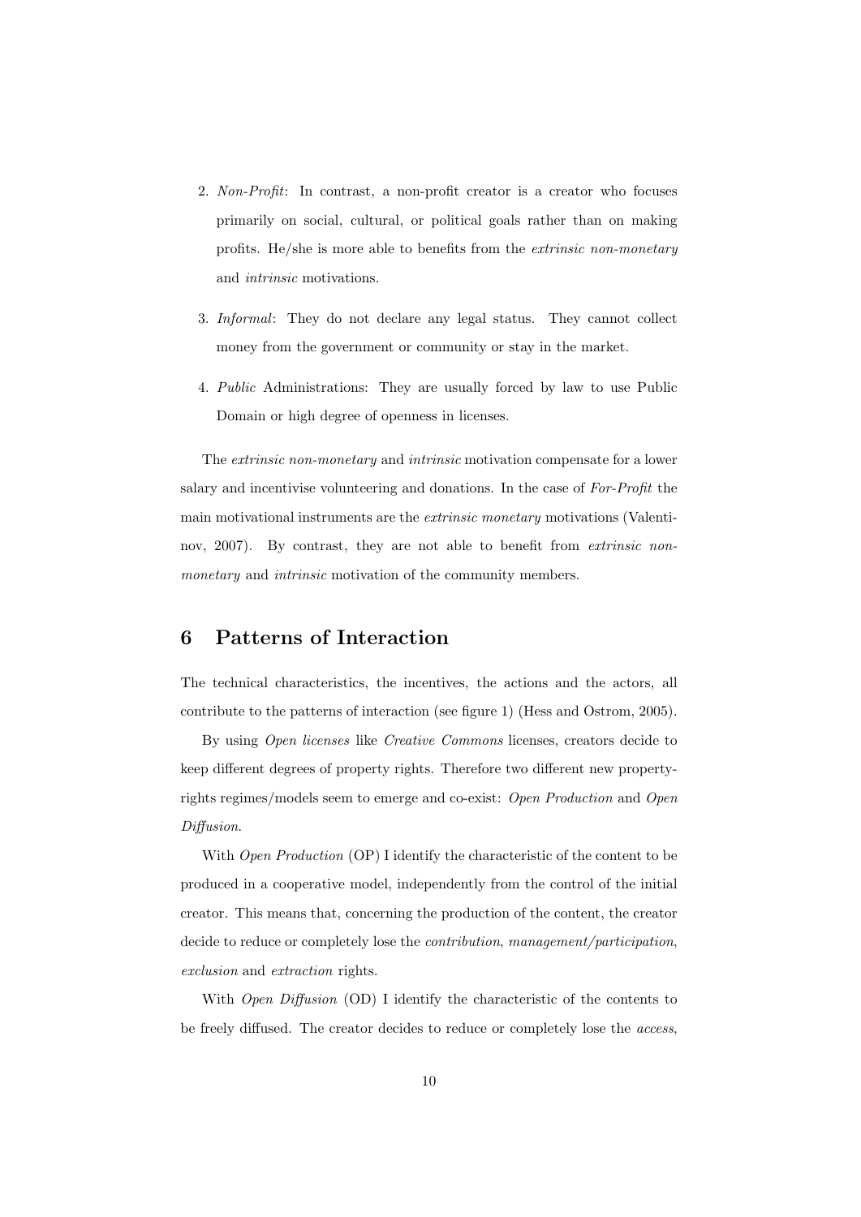2. *Non-Profit*: In contrast, a non-profit creator is a creator who focuses primarily on social, cultural, or political goals rather than on making profits. He/she is more able to benefits from the *extrinsic non-monetary* and *intrinsic* motivations.

3. *Informal*: They do not declare any legal status. They cannot collect money from the government or community or stay in the market.

4. *Public* Administrations: They are usually forced by law to use Public Domain or high degree of openness in licenses.

The *extrinsic non-monetary* and *intrinsic* motivation compensate for a lower salary and incentivise volunteering and donations. In the case of *For-Profit* the main motivational instruments are the *extrinsic monetary* motivations (Valentinov, 2007). By contrast, they are not able to benefit from *extrinsic non-monetary* and *intrinsic* motivation of the community members.

## 6 Patterns of Interaction

The technical characteristics, the incentives, the actions and the actors, all contribute to the patterns of interaction (see figure 1) (Hess and Ostrom, 2005).

By using *Open licenses* like *Creative Commons* licenses, creators decide to keep different degrees of property rights. Therefore two different new property-rights regimes/models seem to emerge and co-exist: *Open Production* and *Open Diffusion*.

With *Open Production* (OP) I identify the characteristic of the content to be produced in a cooperative model, independently from the control of the initial creator. This means that, concerning the production of the content, the creator decide to reduce or completely lose the *contribution*, *management/participation*, *exclusion* and *extraction* rights.

With *Open Diffusion* (OD) I identify the characteristic of the contents to be freely diffused. The creator decides to reduce or completely lose the *access*,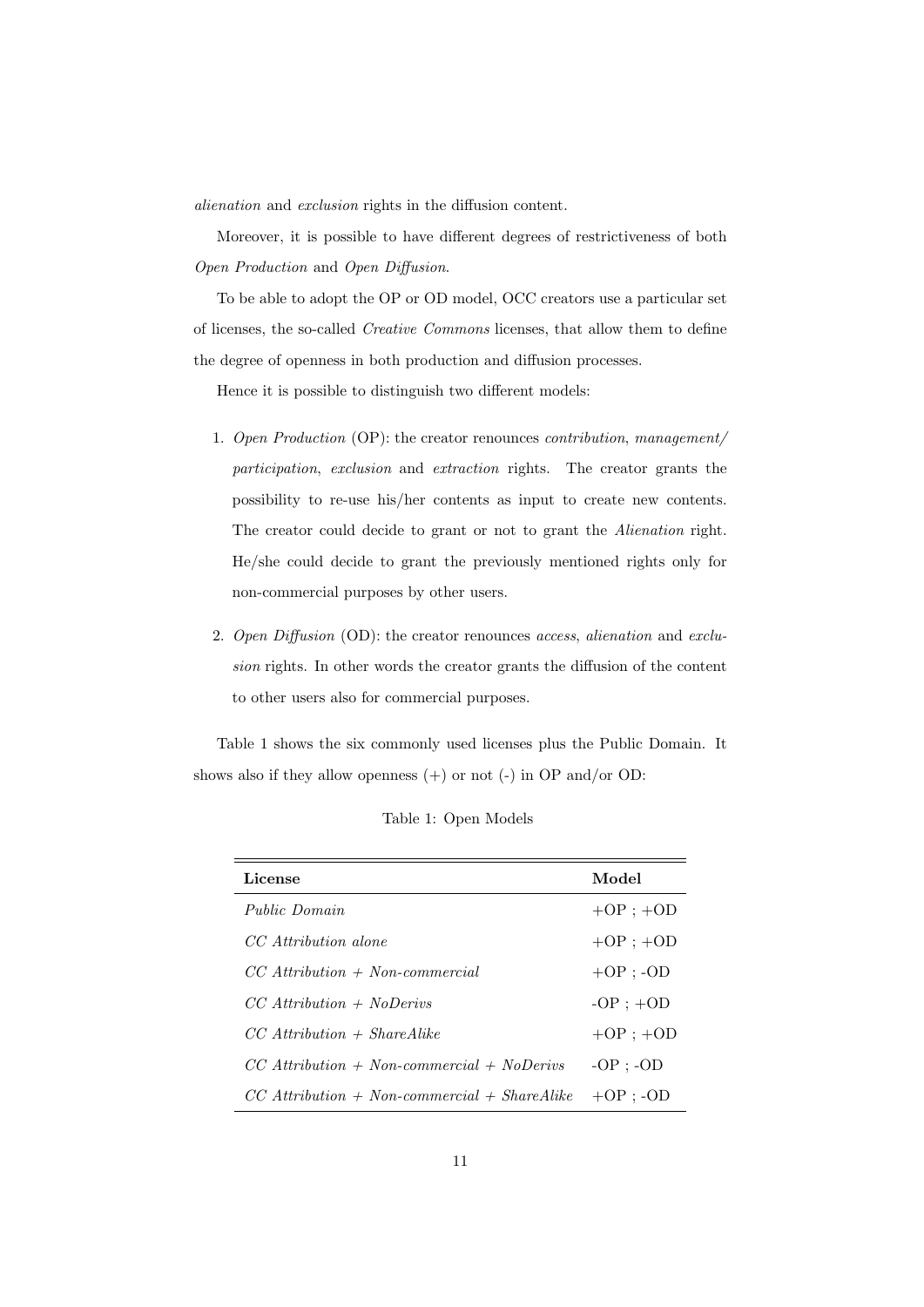*alienation* and *exclusion* rights in the diffusion content.

Moreover, it is possible to have different degrees of restrictiveness of both *Open Production* and *Open Diffusion*.

To be able to adopt the OP or OD model, OCC creators use a particular set of licenses, the so-called *Creative Commons* licenses, that allow them to define the degree of openness in both production and diffusion processes.

Hence it is possible to distinguish two different models:

1. *Open Production* (OP): the creator renounces *contribution*, *management/ participation*, *exclusion* and *extraction* rights. The creator grants the possibility to re-use his/her contents as input to create new contents. The creator could decide to grant or not to grant the *Alienation* right. He/she could decide to grant the previously mentioned rights only for non-commercial purposes by other users.

2. *Open Diffusion* (OD): the creator renounces *access*, *alienation* and *exclusion* rights. In other words the creator grants the diffusion of the content to other users also for commercial purposes.

Table 1 shows the six commonly used licenses plus the Public Domain. It shows also if they allow openness (+) or not (-) in OP and/or OD:

Table 1: Open Models

| **License** | **Model** |
|---|---|
| *Public Domain* | +OP ; +OD |
| *CC Attribution alone* | +OP ; +OD |
| *CC Attribution + Non-commercial* | +OP ; -OD |
| *CC Attribution + NoDerivs* | -OP ; +OD |
| *CC Attribution + ShareAlike* | +OP ; +OD |
| *CC Attribution + Non-commercial + NoDerivs* | -OP ; -OD |
| *CC Attribution + Non-commercial + ShareAlike* | +OP ; -OD |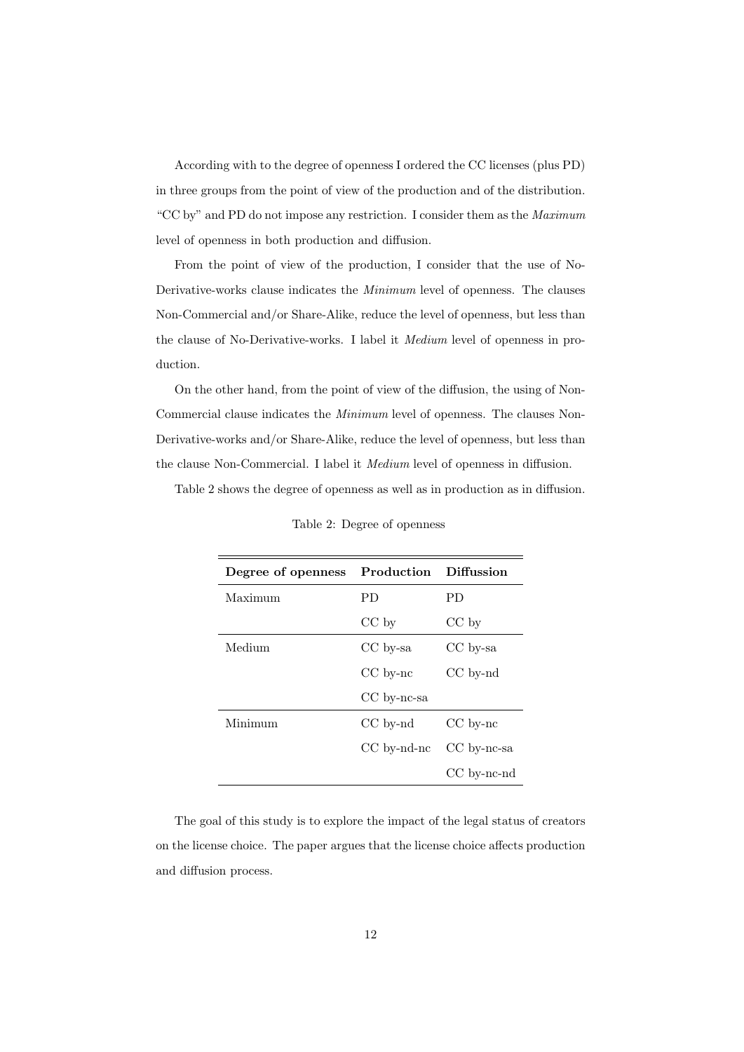According with to the degree of openness I ordered the CC licenses (plus PD) in three groups from the point of view of the production and of the distribution. "CC by" and PD do not impose any restriction. I consider them as the *Maximum* level of openness in both production and diffusion.

From the point of view of the production, I consider that the use of No-Derivative-works clause indicates the *Minimum* level of openness. The clauses Non-Commercial and/or Share-Alike, reduce the level of openness, but less than the clause of No-Derivative-works. I label it *Medium* level of openness in production.

On the other hand, from the point of view of the diffusion, the using of Non-Commercial clause indicates the *Minimum* level of openness. The clauses Non-Derivative-works and/or Share-Alike, reduce the level of openness, but less than the clause Non-Commercial. I label it *Medium* level of openness in diffusion.

Table 2 shows the degree of openness as well as in production as in diffusion.

Table 2: Degree of openness

| **Degree of openness** | **Production** | **Diffusion** |
|---|---|---|
| Maximum | PD | PD |
| | CC by | CC by |
| Medium | CC by-sa | CC by-sa |
| | CC by-nc | CC by-nd |
| | CC by-nc-sa | |
| Minimum | CC by-nd | CC by-nc |
| | CC by-nd-nc | CC by-nc-sa |
| | | CC by-nc-nd |

The goal of this study is to explore the impact of the legal status of creators on the license choice. The paper argues that the license choice affects production and diffusion process.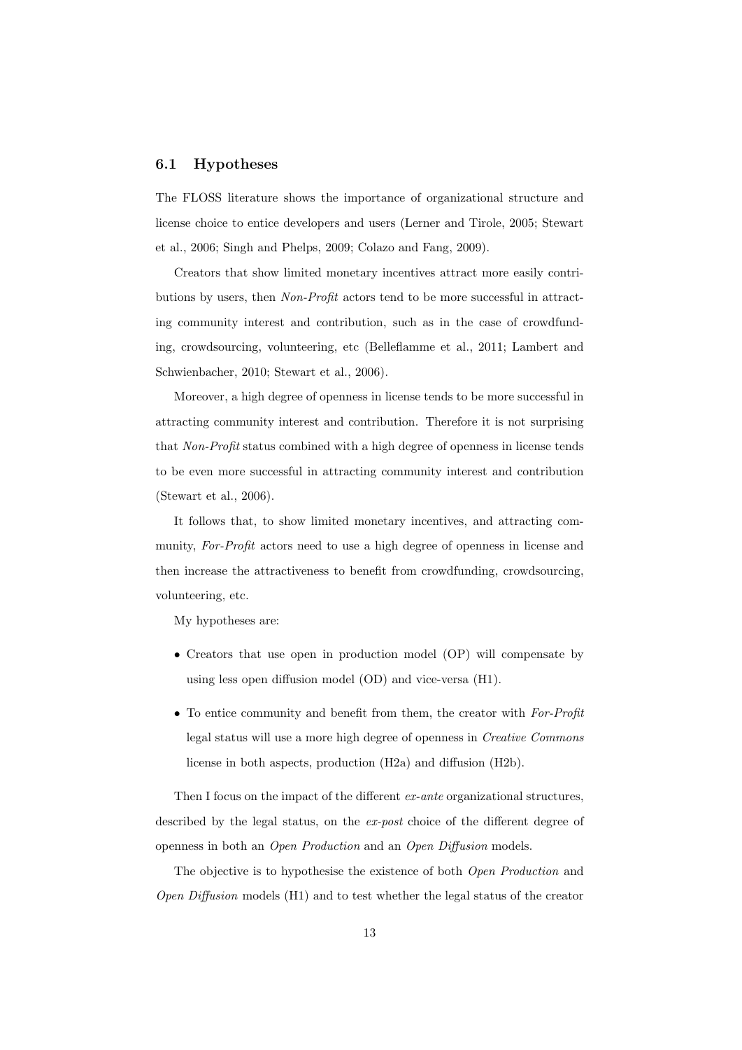## 6.1 Hypotheses

The FLOSS literature shows the importance of organizational structure and license choice to entice developers and users (Lerner and Tirole, 2005; Stewart et al., 2006; Singh and Phelps, 2009; Colazo and Fang, 2009).

Creators that show limited monetary incentives attract more easily contributions by users, then *Non-Profit* actors tend to be more successful in attracting community interest and contribution, such as in the case of crowdfunding, crowdsourcing, volunteering, etc (Belleflamme et al., 2011; Lambert and Schwienbacher, 2010; Stewart et al., 2006).

Moreover, a high degree of openness in license tends to be more successful in attracting community interest and contribution. Therefore it is not surprising that *Non-Profit* status combined with a high degree of openness in license tends to be even more successful in attracting community interest and contribution (Stewart et al., 2006).

It follows that, to show limited monetary incentives, and attracting community, *For-Profit* actors need to use a high degree of openness in license and then increase the attractiveness to benefit from crowdfunding, crowdsourcing, volunteering, etc.

My hypotheses are:

- Creators that use open in production model (OP) will compensate by using less open diffusion model (OD) and vice-versa (H1).
- To entice community and benefit from them, the creator with *For-Profit* legal status will use a more high degree of openness in *Creative Commons* license in both aspects, production (H2a) and diffusion (H2b).

Then I focus on the impact of the different *ex-ante* organizational structures, described by the legal status, on the *ex-post* choice of the different degree of openness in both an *Open Production* and an *Open Diffusion* models.

The objective is to hypothesise the existence of both *Open Production* and *Open Diffusion* models (H1) and to test whether the legal status of the creator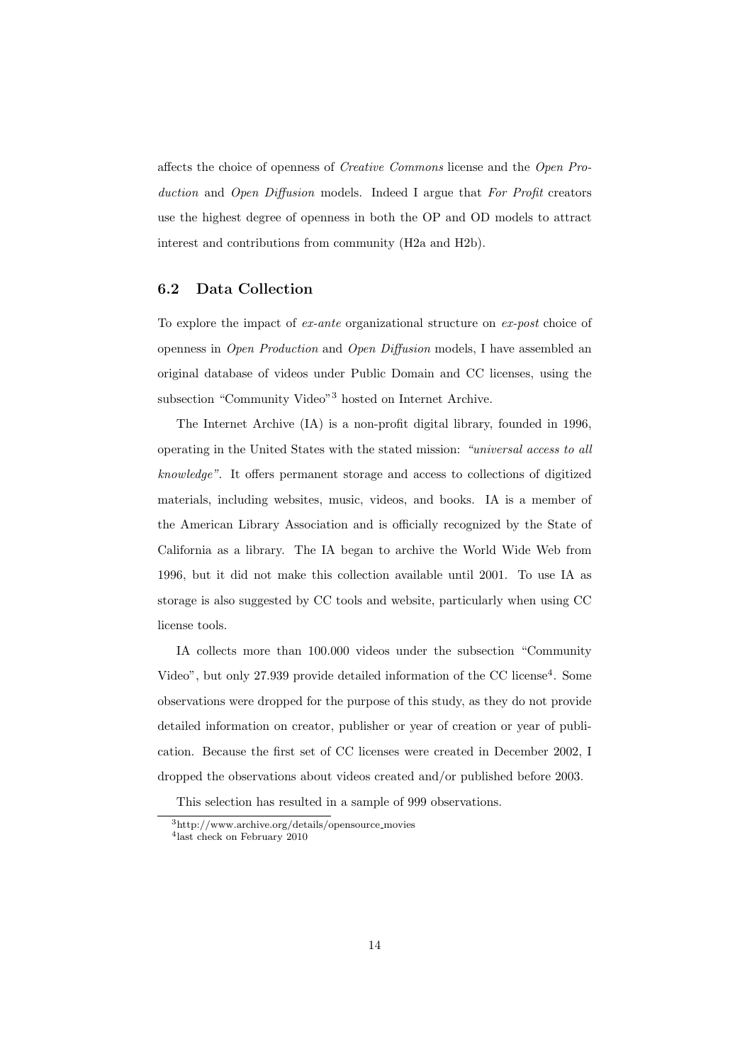affects the choice of openness of *Creative Commons* license and the *Open Production* and *Open Diffusion* models. Indeed I argue that *For Profit* creators use the highest degree of openness in both the OP and OD models to attract interest and contributions from community (H2a and H2b).

### 6.2 Data Collection

To explore the impact of *ex-ante* organizational structure on *ex-post* choice of openness in *Open Production* and *Open Diffusion* models, I have assembled an original database of videos under Public Domain and CC licenses, using the subsection "Community Video"[3] hosted on Internet Archive.

The Internet Archive (IA) is a non-profit digital library, founded in 1996, operating in the United States with the stated mission: *"universal access to all knowledge"*. It offers permanent storage and access to collections of digitized materials, including websites, music, videos, and books. IA is a member of the American Library Association and is officially recognized by the State of California as a library. The IA began to archive the World Wide Web from 1996, but it did not make this collection available until 2001. To use IA as storage is also suggested by CC tools and website, particularly when using CC license tools.

IA collects more than 100.000 videos under the subsection "Community Video", but only 27.939 provide detailed information of the CC license[4]. Some observations were dropped for the purpose of this study, as they do not provide detailed information on creator, publisher or year of creation or year of publication. Because the first set of CC licenses were created in December 2002, I dropped the observations about videos created and/or published before 2003.

This selection has resulted in a sample of 999 observations.

[3] http://www.archive.org/details/opensource_movies

[4] last check on February 2010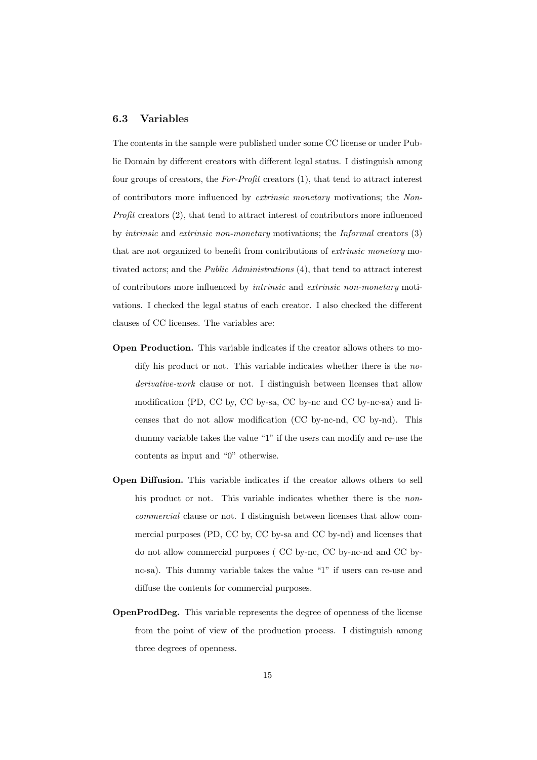### 6.3 Variables

The contents in the sample were published under some CC license or under Public Domain by different creators with different legal status. I distinguish among four groups of creators, the *For-Profit* creators (1), that tend to attract interest of contributors more influenced by *extrinsic monetary* motivations; the *Non-Profit* creators (2), that tend to attract interest of contributors more influenced by *intrinsic* and *extrinsic non-monetary* motivations; the *Informal* creators (3) that are not organized to benefit from contributions of *extrinsic monetary* motivated actors; and the *Public Administrations* (4), that tend to attract interest of contributors more influenced by *intrinsic* and *extrinsic non-monetary* motivations. I checked the legal status of each creator. I also checked the different clauses of CC licenses. The variables are:

**Open Production.** This variable indicates if the creator allows others to modify his product or not. This variable indicates whether there is the *no-derivative-work* clause or not. I distinguish between licenses that allow modification (PD, CC by, CC by-sa, CC by-nc and CC by-nc-sa) and licenses that do not allow modification (CC by-nc-nd, CC by-nd). This dummy variable takes the value "1" if the users can modify and re-use the contents as input and "0" otherwise.

**Open Diffusion.** This variable indicates if the creator allows others to sell his product or not. This variable indicates whether there is the *non-commercial* clause or not. I distinguish between licenses that allow commercial purposes (PD, CC by, CC by-sa and CC by-nd) and licenses that do not allow commercial purposes ( CC by-nc, CC by-nc-nd and CC by-nc-sa). This dummy variable takes the value "1" if users can re-use and diffuse the contents for commercial purposes.

**OpenProdDeg.** This variable represents the degree of openness of the license from the point of view of the production process. I distinguish among three degrees of openness.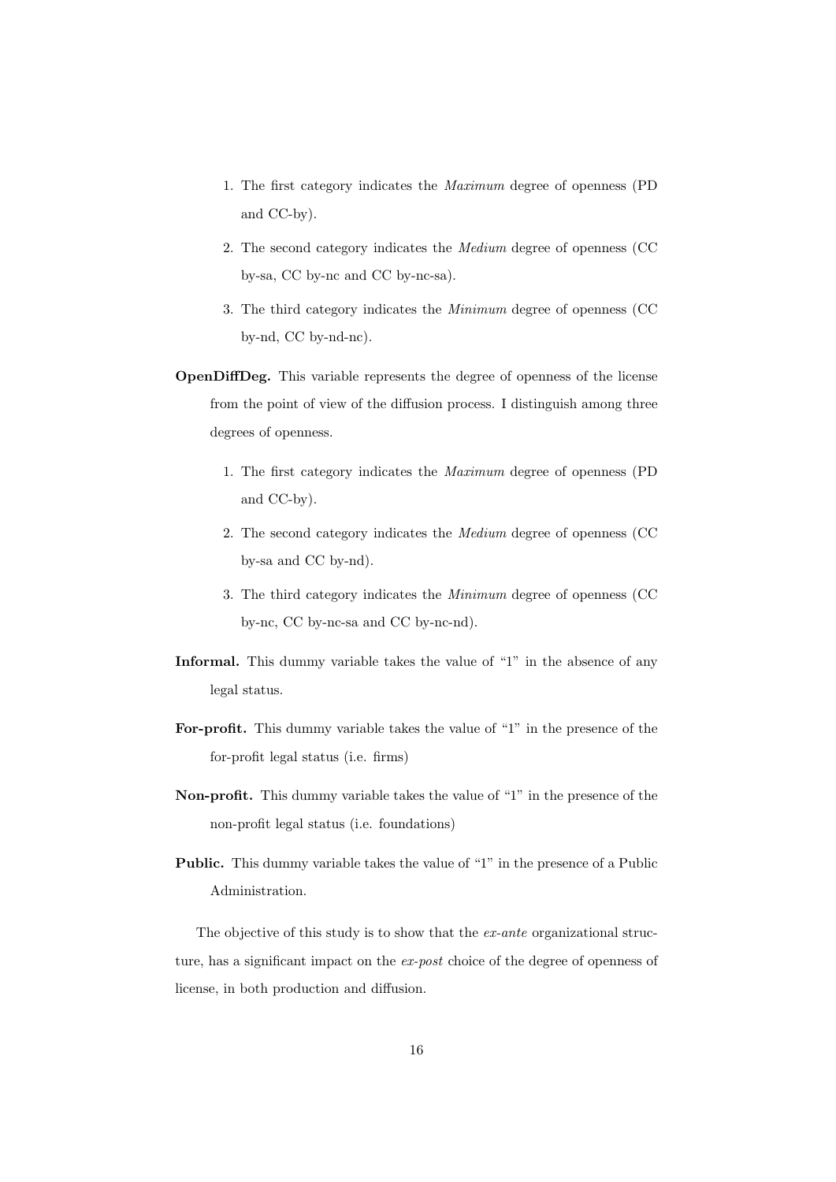1. The first category indicates the *Maximum* degree of openness (PD and CC-by).
2. The second category indicates the *Medium* degree of openness (CC by-sa, CC by-nc and CC by-nc-sa).
3. The third category indicates the *Minimum* degree of openness (CC by-nd, CC by-nd-nc).

**OpenDiffDeg.** This variable represents the degree of openness of the license from the point of view of the diffusion process. I distinguish among three degrees of openness.

1. The first category indicates the *Maximum* degree of openness (PD and CC-by).
2. The second category indicates the *Medium* degree of openness (CC by-sa and CC by-nd).
3. The third category indicates the *Minimum* degree of openness (CC by-nc, CC by-nc-sa and CC by-nc-nd).

**Informal.** This dummy variable takes the value of "1" in the absence of any legal status.

**For-profit.** This dummy variable takes the value of "1" in the presence of the for-profit legal status (i.e. firms)

**Non-profit.** This dummy variable takes the value of "1" in the presence of the non-profit legal status (i.e. foundations)

**Public.** This dummy variable takes the value of "1" in the presence of a Public Administration.

The objective of this study is to show that the *ex-ante* organizational structure, has a significant impact on the *ex-post* choice of the degree of openness of license, in both production and diffusion.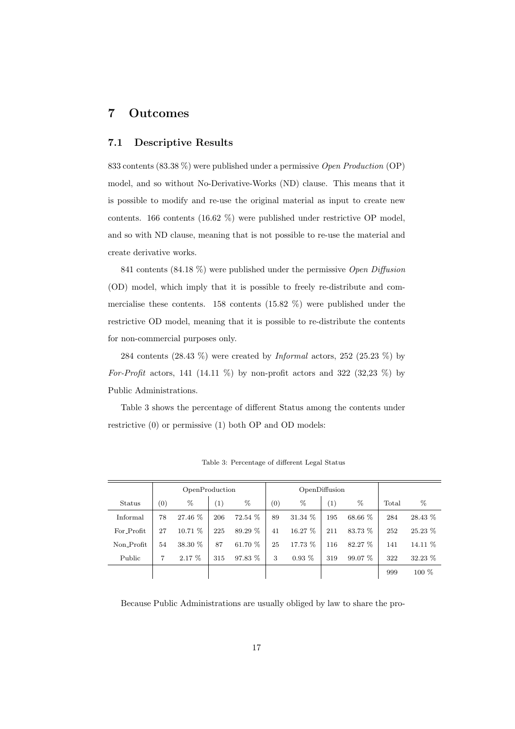# 7 Outcomes

## 7.1 Descriptive Results

833 contents (83.38 %) were published under a permissive *Open Production* (OP) model, and so without No-Derivative-Works (ND) clause. This means that it is possible to modify and re-use the original material as input to create new contents. 166 contents (16.62 %) were published under restrictive OP model, and so with ND clause, meaning that is not possible to re-use the material and create derivative works.

841 contents (84.18 %) were published under the permissive *Open Diffusion* (OD) model, which imply that it is possible to freely re-distribute and commercialise these contents. 158 contents (15.82 %) were published under the restrictive OD model, meaning that it is possible to re-distribute the contents for non-commercial purposes only.

284 contents (28.43 %) were created by *Informal* actors, 252 (25.23 %) by *For-Profit* actors, 141 (14.11 %) by non-profit actors and 322 (32,23 %) by Public Administrations.

Table 3 shows the percentage of different Status among the contents under restrictive (0) or permissive (1) both OP and OD models:

Table 3: Percentage of different Legal Status

| | OpenProduction | | | | OpenDiffusion | | | | | |
|---|---|---|---|---|---|---|---|---|---|---|
| Status | (0) | % | (1) | % | (0) | % | (1) | % | Total | % |
| Informal | 78 | 27.46 % | 206 | 72.54 % | 89 | 31.34 % | 195 | 68.66 % | 284 | 28.43 % |
| For_Profit | 27 | 10.71 % | 225 | 89.29 % | 41 | 16.27 % | 211 | 83.73 % | 252 | 25.23 % |
| Non_Profit | 54 | 38.30 % | 87 | 61.70 % | 25 | 17.73 % | 116 | 82.27 % | 141 | 14.11 % |
| Public | 7 | 2.17 % | 315 | 97.83 % | 3 | 0.93 % | 319 | 99.07 % | 322 | 32.23 % |
| | | | | | | | | | 999 | 100 % |

Because Public Administrations are usually obliged by law to share the pro-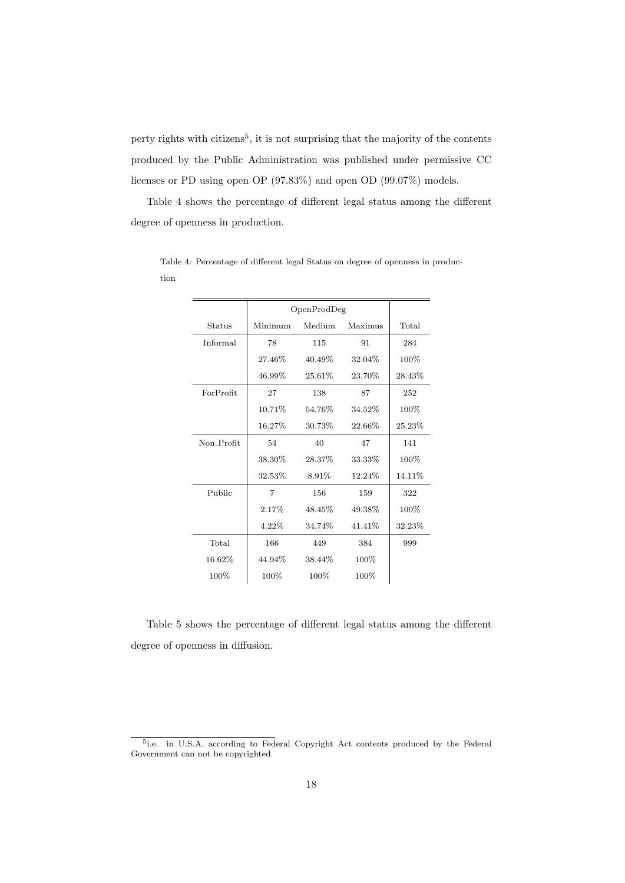perty rights with citizens[5], it is not surprising that the majority of the contents produced by the Public Administration was published under permissive CC licenses or PD using open OP (97.83%) and open OD (99.07%) models.

Table 4 shows the percentage of different legal status among the different degree of openness in production.

Table 4: Percentage of different legal Status on degree of openness in production

| | OpenProdDeg | | | |
|---|---|---|---|---|
| Status | Minimum | Medium | Maximus | Total |
| Informal | 78 | 115 | 91 | 284 |
| | 27.46% | 40.49% | 32.04% | 100% |
| | 46.99% | 25.61% | 23.70% | 28.43% |
| ForProfit | 27 | 138 | 87 | 252 |
| | 10.71% | 54.76% | 34.52% | 100% |
| | 16.27% | 30.73% | 22.66% | 25.23% |
| Non_Profit | 54 | 40 | 47 | 141 |
| | 38.30% | 28.37% | 33.33% | 100% |
| | 32.53% | 8.91% | 12.24% | 14.11% |
| Public | 7 | 156 | 159 | 322 |
| | 2.17% | 48.45% | 49.38% | 100% |
| | 4.22% | 34.74% | 41.41% | 32.23% |
| Total | 166 | 449 | 384 | 999 |
| 16.62% | 44.94% | 38.44% | 100% | |
| 100% | 100% | 100% | 100% | |

Table 5 shows the percentage of different legal status among the different degree of openness in diffusion.

[5] i.e. in U.S.A. according to Federal Copyright Act contents produced by the Federal Government can not be copyrighted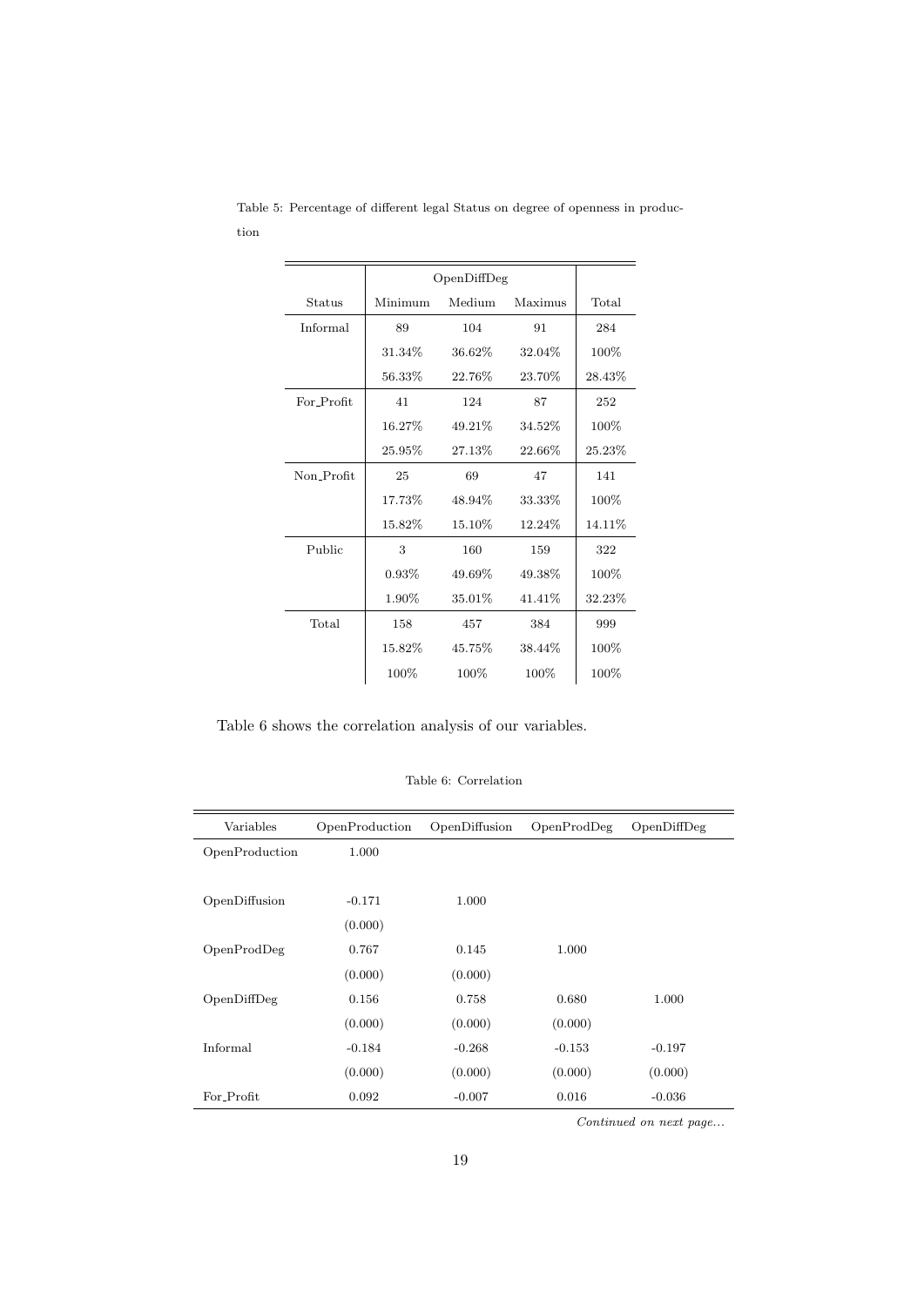Table 5: Percentage of different legal Status on degree of openness in production

| | OpenDiffDeg | | | |
|---|---|---|---|---|
| Status | Minimum | Medium | Maximus | Total |
| Informal | 89 | 104 | 91 | 284 |
| | 31.34% | 36.62% | 32.04% | 100% |
| | 56.33% | 22.76% | 23.70% | 28.43% |
| For_Profit | 41 | 124 | 87 | 252 |
| | 16.27% | 49.21% | 34.52% | 100% |
| | 25.95% | 27.13% | 22.66% | 25.23% |
| Non_Profit | 25 | 69 | 47 | 141 |
| | 17.73% | 48.94% | 33.33% | 100% |
| | 15.82% | 15.10% | 12.24% | 14.11% |
| Public | 3 | 160 | 159 | 322 |
| | 0.93% | 49.69% | 49.38% | 100% |
| | 1.90% | 35.01% | 41.41% | 32.23% |
| Total | 158 | 457 | 384 | 999 |
| | 15.82% | 45.75% | 38.44% | 100% |
| | 100% | 100% | 100% | 100% |

Table 6 shows the correlation analysis of our variables.

Table 6: Correlation

| Variables | OpenProduction | OpenDiffusion | OpenProdDeg | OpenDiffDeg |
|---|---|---|---|---|
| OpenProduction | 1.000 | | | |
| | | | | |
| OpenDiffusion | -0.171 | 1.000 | | |
| | (0.000) | | | |
| OpenProdDeg | 0.767 | 0.145 | 1.000 | |
| | (0.000) | (0.000) | | |
| OpenDiffDeg | 0.156 | 0.758 | 0.680 | 1.000 |
| | (0.000) | (0.000) | (0.000) | |
| Informal | -0.184 | -0.268 | -0.153 | -0.197 |
| | (0.000) | (0.000) | (0.000) | (0.000) |
| For_Profit | 0.092 | -0.007 | 0.016 | -0.036 |

*Continued on next page...*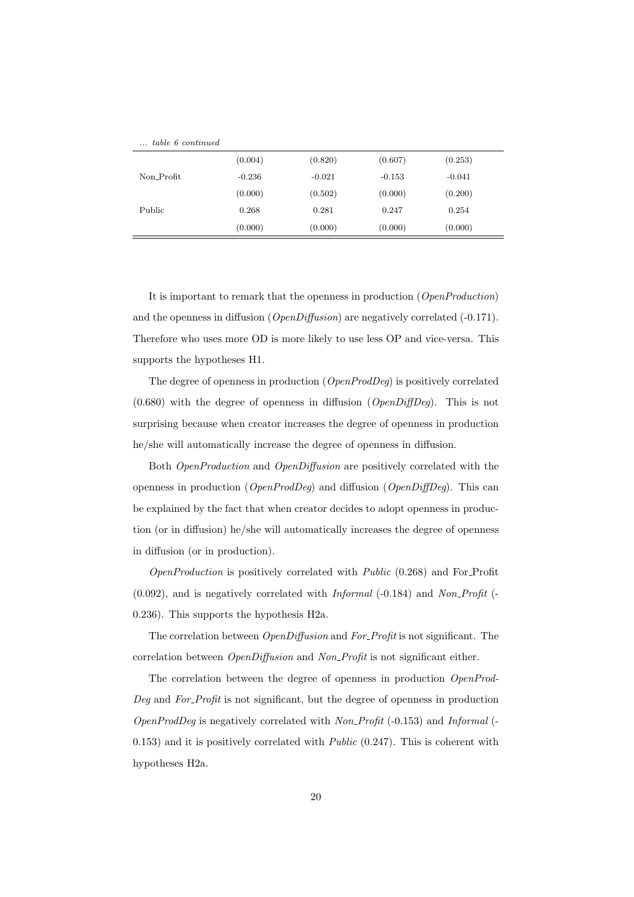*... table 6 continued*

| | | | | |
|---|---|---|---|---|
| | (0.004) | (0.820) | (0.607) | (0.253) |
| Non_Profit | -0.236 | -0.021 | -0.153 | -0.041 |
| | (0.000) | (0.502) | (0.000) | (0.200) |
| Public | 0.268 | 0.281 | 0.247 | 0.254 |
| | (0.000) | (0.000) | (0.000) | (0.000) |

It is important to remark that the openness in production (*OpenProduction*) and the openness in diffusion (*OpenDiffusion*) are negatively correlated (-0.171). Therefore who uses more OD is more likely to use less OP and vice-versa. This supports the hypotheses H1.

The degree of openness in production (*OpenProdDeg*) is positively correlated (0.680) with the degree of openness in diffusion (*OpenDiffDeg*). This is not surprising because when creator increases the degree of openness in production he/she will automatically increase the degree of openness in diffusion.

Both *OpenProduction* and *OpenDiffusion* are positively correlated with the openness in production (*OpenProdDeg*) and diffusion (*OpenDiffDeg*). This can be explained by the fact that when creator decides to adopt openness in production (or in diffusion) he/she will automatically increases the degree of openness in diffusion (or in production).

*OpenProduction* is positively correlated with *Public* (0.268) and For_Profit (0.092), and is negatively correlated with *Informal* (-0.184) and *Non_Profit* (-0.236). This supports the hypothesis H2a.

The correlation between *OpenDiffusion* and *For_Profit* is not significant. The correlation between *OpenDiffusion* and *Non_Profit* is not significant either.

The correlation between the degree of openness in production *OpenProdDeg* and *For_Profit* is not significant, but the degree of openness in production *OpenProdDeg* is negatively correlated with *Non_Profit* (-0.153) and *Informal* (-0.153) and it is positively correlated with *Public* (0.247). This is coherent with hypotheses H2a.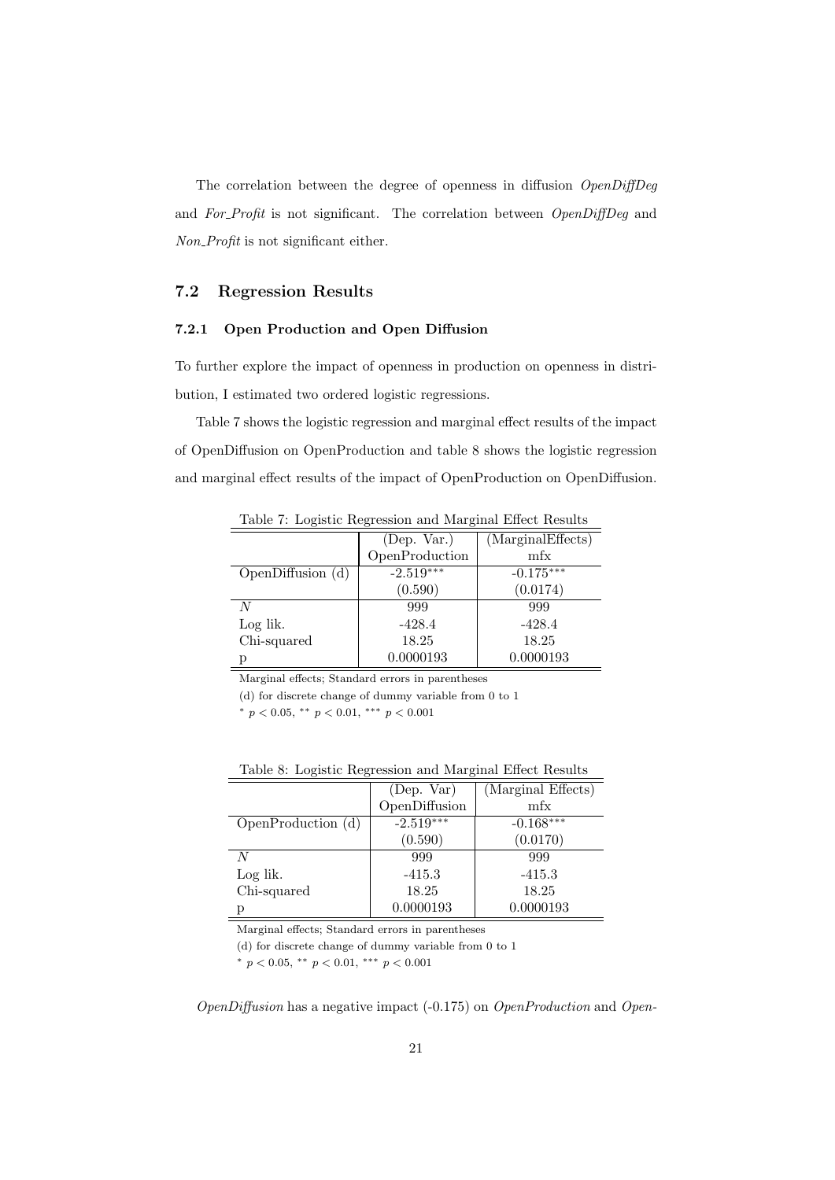The correlation between the degree of openness in diffusion *OpenDiffDeg* and *For_Profit* is not significant. The correlation between *OpenDiffDeg* and *Non_Profit* is not significant either.

## 7.2 Regression Results

### 7.2.1 Open Production and Open Diffusion

To further explore the impact of openness in production on openness in distribution, I estimated two ordered logistic regressions.

Table 7 shows the logistic regression and marginal effect results of the impact of OpenDiffusion on OpenProduction and table 8 shows the logistic regression and marginal effect results of the impact of OpenProduction on OpenDiffusion.

Table 7: Logistic Regression and Marginal Effect Results

| | (Dep. Var.) OpenProduction | (MarginalEffects) mfx |
|---|---|---|
| OpenDiffusion (d) | $-2.519^{***}$ | $-0.175^{***}$ |
| | (0.590) | (0.0174) |
| $N$ | 999 | 999 |
| Log lik. | -428.4 | -428.4 |
| Chi-squared | 18.25 | 18.25 |
| p | 0.0000193 | 0.0000193 |

Marginal effects; Standard errors in parentheses

(d) for discrete change of dummy variable from 0 to 1

$^{*}$ $p < 0.05$, $^{**}$ $p < 0.01$, $^{***}$ $p < 0.001$

Table 8: Logistic Regression and Marginal Effect Results

| | (Dep. Var) OpenDiffusion | (Marginal Effects) mfx |
|---|---|---|
| OpenProduction (d) | $-2.519^{***}$ | $-0.168^{***}$ |
| | (0.590) | (0.0170) |
| $N$ | 999 | 999 |
| Log lik. | -415.3 | -415.3 |
| Chi-squared | 18.25 | 18.25 |
| p | 0.0000193 | 0.0000193 |

Marginal effects; Standard errors in parentheses

(d) for discrete change of dummy variable from 0 to 1

$^{*}$ $p < 0.05$, $^{**}$ $p < 0.01$, $^{***}$ $p < 0.001$

*OpenDiffusion* has a negative impact (-0.175) on *OpenProduction* and *Open-*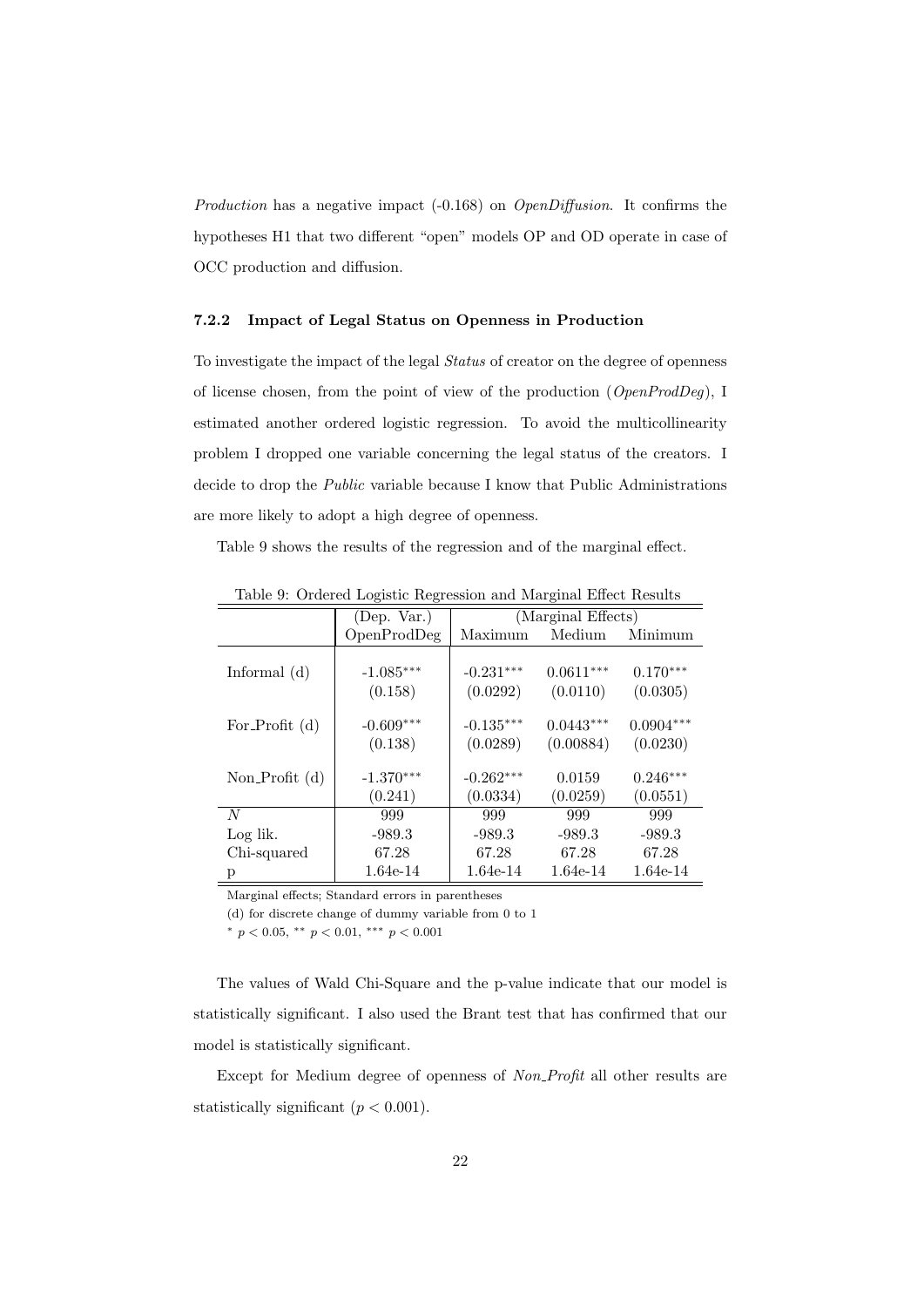*Production* has a negative impact (-0.168) on *OpenDiffusion*. It confirms the hypotheses H1 that two different "open" models OP and OD operate in case of OCC production and diffusion.

### 7.2.2 Impact of Legal Status on Openness in Production

To investigate the impact of the legal *Status* of creator on the degree of openness of license chosen, from the point of view of the production (*OpenProdDeg*), I estimated another ordered logistic regression. To avoid the multicollinearity problem I dropped one variable concerning the legal status of the creators. I decide to drop the *Public* variable because I know that Public Administrations are more likely to adopt a high degree of openness.

Table 9 shows the results of the regression and of the marginal effect.

Table 9: Ordered Logistic Regression and Marginal Effect Results

| | (Dep. Var.) | (Marginal Effects) | | |
|---|---|---|---|---|
| | OpenProdDeg | Maximum | Medium | Minimum |
| Informal (d) | $-1.085^{***}$ | $-0.231^{***}$ | $0.0611^{***}$ | $0.170^{***}$ |
| | (0.158) | (0.0292) | (0.0110) | (0.0305) |
| For_Profit (d) | $-0.609^{***}$ | $-0.135^{***}$ | $0.0443^{***}$ | $0.0904^{***}$ |
| | (0.138) | (0.0289) | (0.00884) | (0.0230) |
| Non_Profit (d) | $-1.370^{***}$ | $-0.262^{***}$ | 0.0159 | $0.246^{***}$ |
| | (0.241) | (0.0334) | (0.0259) | (0.0551) |
| $N$ | 999 | 999 | 999 | 999 |
| Log lik. | -989.3 | -989.3 | -989.3 | -989.3 |
| Chi-squared | 67.28 | 67.28 | 67.28 | 67.28 |
| p | 1.64e-14 | 1.64e-14 | 1.64e-14 | 1.64e-14 |

Marginal effects; Standard errors in parentheses

(d) for discrete change of dummy variable from 0 to 1

$^{*}$ $p < 0.05$, $^{**}$ $p < 0.01$, $^{***}$ $p < 0.001$

The values of Wald Chi-Square and the p-value indicate that our model is statistically significant. I also used the Brant test that has confirmed that our model is statistically significant.

Except for Medium degree of openness of *Non_Profit* all other results are statistically significant ($p < 0.001$).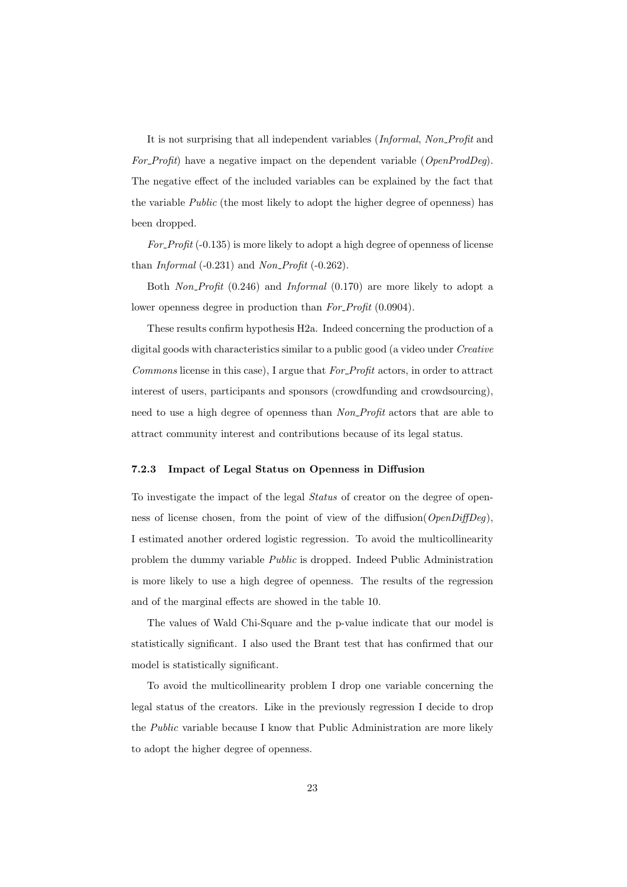It is not surprising that all independent variables (*Informal*, *Non_Profit* and *For_Profit*) have a negative impact on the dependent variable (*OpenProdDeg*). The negative effect of the included variables can be explained by the fact that the variable *Public* (the most likely to adopt the higher degree of openness) has been dropped.

*For_Profit* (-0.135) is more likely to adopt a high degree of openness of license than *Informal* (-0.231) and *Non_Profit* (-0.262).

Both *Non_Profit* (0.246) and *Informal* (0.170) are more likely to adopt a lower openness degree in production than *For_Profit* (0.0904).

These results confirm hypothesis H2a. Indeed concerning the production of a digital goods with characteristics similar to a public good (a video under *Creative Commons* license in this case), I argue that *For_Profit* actors, in order to attract interest of users, participants and sponsors (crowdfunding and crowdsourcing), need to use a high degree of openness than *Non_Profit* actors that are able to attract community interest and contributions because of its legal status.

### 7.2.3 Impact of Legal Status on Openness in Diffusion

To investigate the impact of the legal *Status* of creator on the degree of openness of license chosen, from the point of view of the diffusion(*OpenDiffDeg*), I estimated another ordered logistic regression. To avoid the multicollinearity problem the dummy variable *Public* is dropped. Indeed Public Administration is more likely to use a high degree of openness. The results of the regression and of the marginal effects are showed in the table 10.

The values of Wald Chi-Square and the p-value indicate that our model is statistically significant. I also used the Brant test that has confirmed that our model is statistically significant.

To avoid the multicollinearity problem I drop one variable concerning the legal status of the creators. Like in the previously regression I decide to drop the *Public* variable because I know that Public Administration are more likely to adopt the higher degree of openness.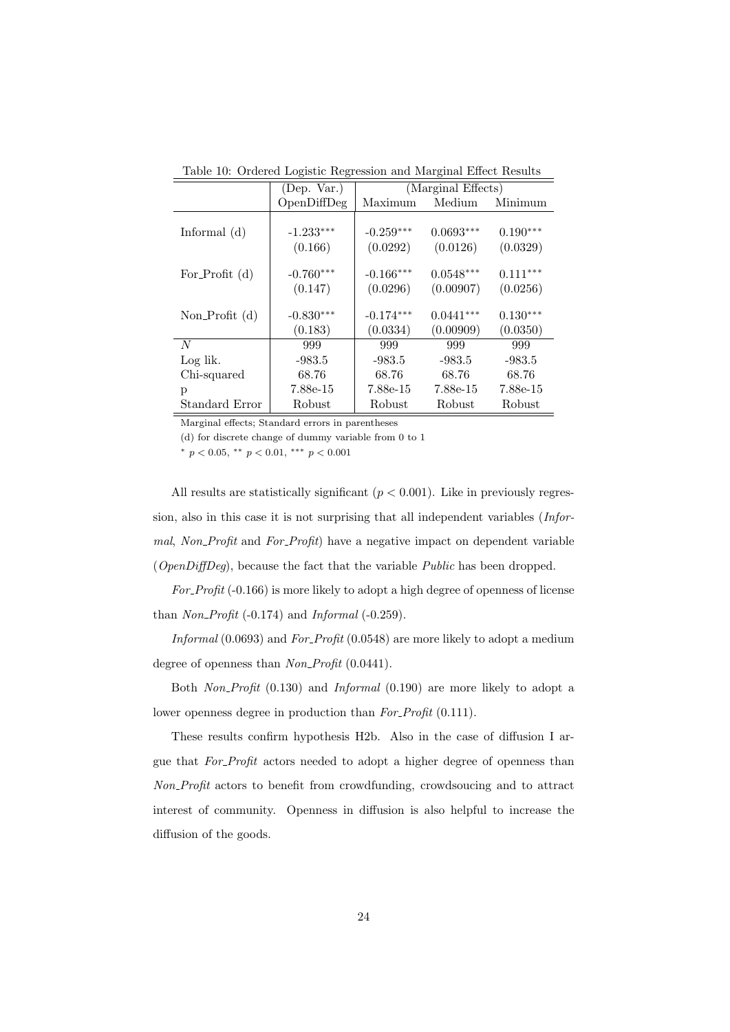Table 10: Ordered Logistic Regression and Marginal Effect Results

| | (Dep. Var.) | (Marginal Effects) | | |
|---|---|---|---|---|
| | OpenDiffDeg | Maximum | Medium | Minimum |
| Informal (d) | $-1.233^{***}$ | $-0.259^{***}$ | $0.0693^{***}$ | $0.190^{***}$ |
| | (0.166) | (0.0292) | (0.0126) | (0.0329) |
| For_Profit (d) | $-0.760^{***}$ | $-0.166^{***}$ | $0.0548^{***}$ | $0.111^{***}$ |
| | (0.147) | (0.0296) | (0.00907) | (0.0256) |
| Non_Profit (d) | $-0.830^{***}$ | $-0.174^{***}$ | $0.0441^{***}$ | $0.130^{***}$ |
| | (0.183) | (0.0334) | (0.00909) | (0.0350) |
| $N$ | 999 | 999 | 999 | 999 |
| Log lik. | -983.5 | -983.5 | -983.5 | -983.5 |
| Chi-squared | 68.76 | 68.76 | 68.76 | 68.76 |
| p | 7.88e-15 | 7.88e-15 | 7.88e-15 | 7.88e-15 |
| Standard Error | Robust | Robust | Robust | Robust |

Marginal effects; Standard errors in parentheses

(d) for discrete change of dummy variable from 0 to 1

$^{*}$ $p < 0.05$, $^{**}$ $p < 0.01$, $^{***}$ $p < 0.001$

All results are statistically significant ($p < 0.001$). Like in previously regression, also in this case it is not surprising that all independent variables (*Informal*, *Non_Profit* and *For_Profit*) have a negative impact on dependent variable (*OpenDiffDeg*), because the fact that the variable *Public* has been dropped.

*For_Profit* (-0.166) is more likely to adopt a high degree of openness of license than *Non_Profit* (-0.174) and *Informal* (-0.259).

*Informal* (0.0693) and *For_Profit* (0.0548) are more likely to adopt a medium degree of openness than *Non_Profit* (0.0441).

Both *Non_Profit* (0.130) and *Informal* (0.190) are more likely to adopt a lower openness degree in production than *For_Profit* (0.111).

These results confirm hypothesis H2b. Also in the case of diffusion I argue that *For_Profit* actors needed to adopt a higher degree of openness than *Non_Profit* actors to benefit from crowdfunding, crowdsoucing and to attract interest of community. Openness in diffusion is also helpful to increase the diffusion of the goods.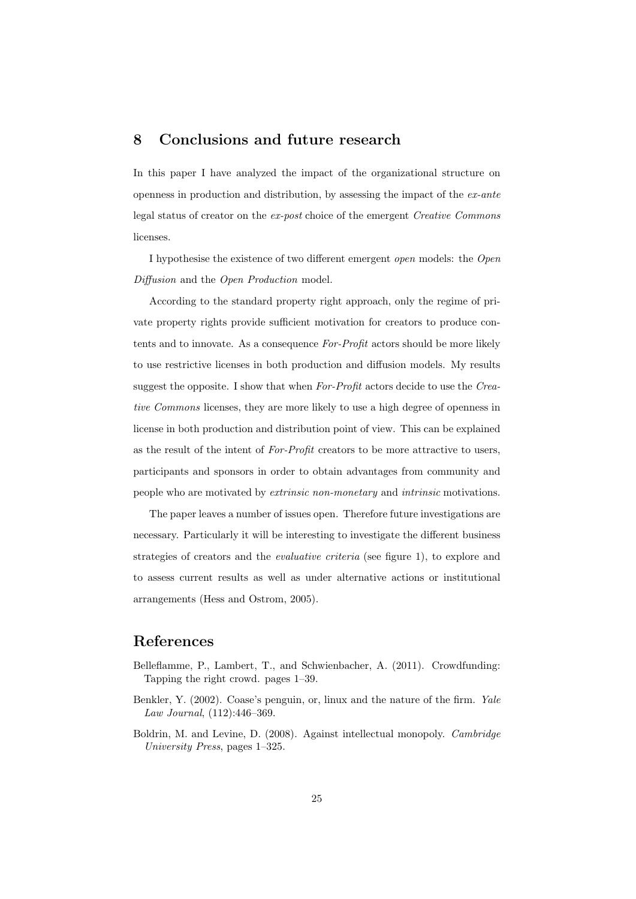## 8 Conclusions and future research

In this paper I have analyzed the impact of the organizational structure on openness in production and distribution, by assessing the impact of the *ex-ante* legal status of creator on the *ex-post* choice of the emergent *Creative Commons* licenses.

I hypothesise the existence of two different emergent *open* models: the *Open Diffusion* and the *Open Production* model.

According to the standard property right approach, only the regime of private property rights provide sufficient motivation for creators to produce contents and to innovate. As a consequence *For-Profit* actors should be more likely to use restrictive licenses in both production and diffusion models. My results suggest the opposite. I show that when *For-Profit* actors decide to use the *Creative Commons* licenses, they are more likely to use a high degree of openness in license in both production and distribution point of view. This can be explained as the result of the intent of *For-Profit* creators to be more attractive to users, participants and sponsors in order to obtain advantages from community and people who are motivated by *extrinsic non-monetary* and *intrinsic* motivations.

The paper leaves a number of issues open. Therefore future investigations are necessary. Particularly it will be interesting to investigate the different business strategies of creators and the *evaluative criteria* (see figure 1), to explore and to assess current results as well as under alternative actions or institutional arrangements (Hess and Ostrom, 2005).

## References

Belleflamme, P., Lambert, T., and Schwienbacher, A. (2011). Crowdfunding: Tapping the right crowd. pages 1–39.

Benkler, Y. (2002). Coase's penguin, or, linux and the nature of the firm. *Yale Law Journal*, (112):446–369.

Boldrin, M. and Levine, D. (2008). Against intellectual monopoly. *Cambridge University Press*, pages 1–325.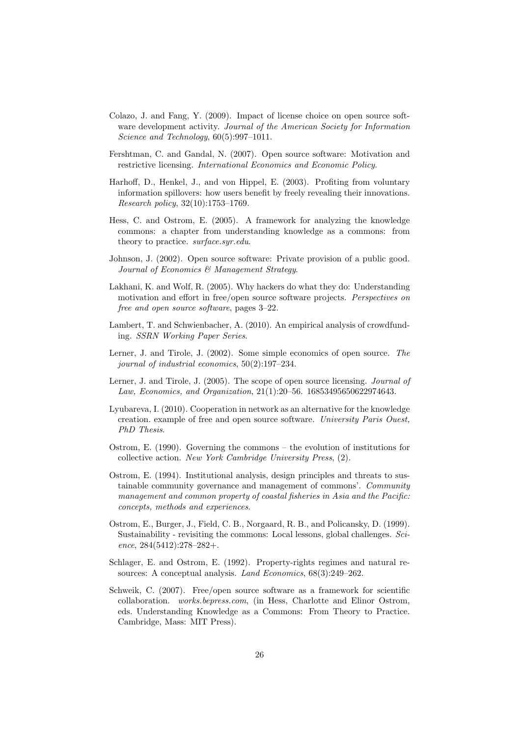Colazo, J. and Fang, Y. (2009). Impact of license choice on open source software development activity. *Journal of the American Society for Information Science and Technology*, 60(5):997–1011.

Fershtman, C. and Gandal, N. (2007). Open source software: Motivation and restrictive licensing. *International Economics and Economic Policy*.

Harhoff, D., Henkel, J., and von Hippel, E. (2003). Profiting from voluntary information spillovers: how users benefit by freely revealing their innovations. *Research policy*, 32(10):1753–1769.

Hess, C. and Ostrom, E. (2005). A framework for analyzing the knowledge commons: a chapter from understanding knowledge as a commons: from theory to practice. *surface.syr.edu*.

Johnson, J. (2002). Open source software: Private provision of a public good. *Journal of Economics & Management Strategy*.

Lakhani, K. and Wolf, R. (2005). Why hackers do what they do: Understanding motivation and effort in free/open source software projects. *Perspectives on free and open source software*, pages 3–22.

Lambert, T. and Schwienbacher, A. (2010). An empirical analysis of crowdfunding. *SSRN Working Paper Series*.

Lerner, J. and Tirole, J. (2002). Some simple economics of open source. *The journal of industrial economics*, 50(2):197–234.

Lerner, J. and Tirole, J. (2005). The scope of open source licensing. *Journal of Law, Economics, and Organization*, 21(1):20–56. 16853495650622974643.

Lyubareva, I. (2010). Cooperation in network as an alternative for the knowledge creation. example of free and open source software. *University Paris Ouest, PhD Thesis*.

Ostrom, E. (1990). Governing the commons – the evolution of institutions for collective action. *New York Cambridge University Press*, (2).

Ostrom, E. (1994). Institutional analysis, design principles and threats to sustainable community governance and management of commons'. *Community management and common property of coastal fisheries in Asia and the Pacific: concepts, methods and experiences*.

Ostrom, E., Burger, J., Field, C. B., Norgaard, R. B., and Policansky, D. (1999). Sustainability - revisiting the commons: Local lessons, global challenges. *Science*, 284(5412):278–282+.

Schlager, E. and Ostrom, E. (1992). Property-rights regimes and natural resources: A conceptual analysis. *Land Economics*, 68(3):249–262.

Schweik, C. (2007). Free/open source software as a framework for scientific collaboration. *works.bepress.com*, (in Hess, Charlotte and Elinor Ostrom, eds. Understanding Knowledge as a Commons: From Theory to Practice. Cambridge, Mass: MIT Press).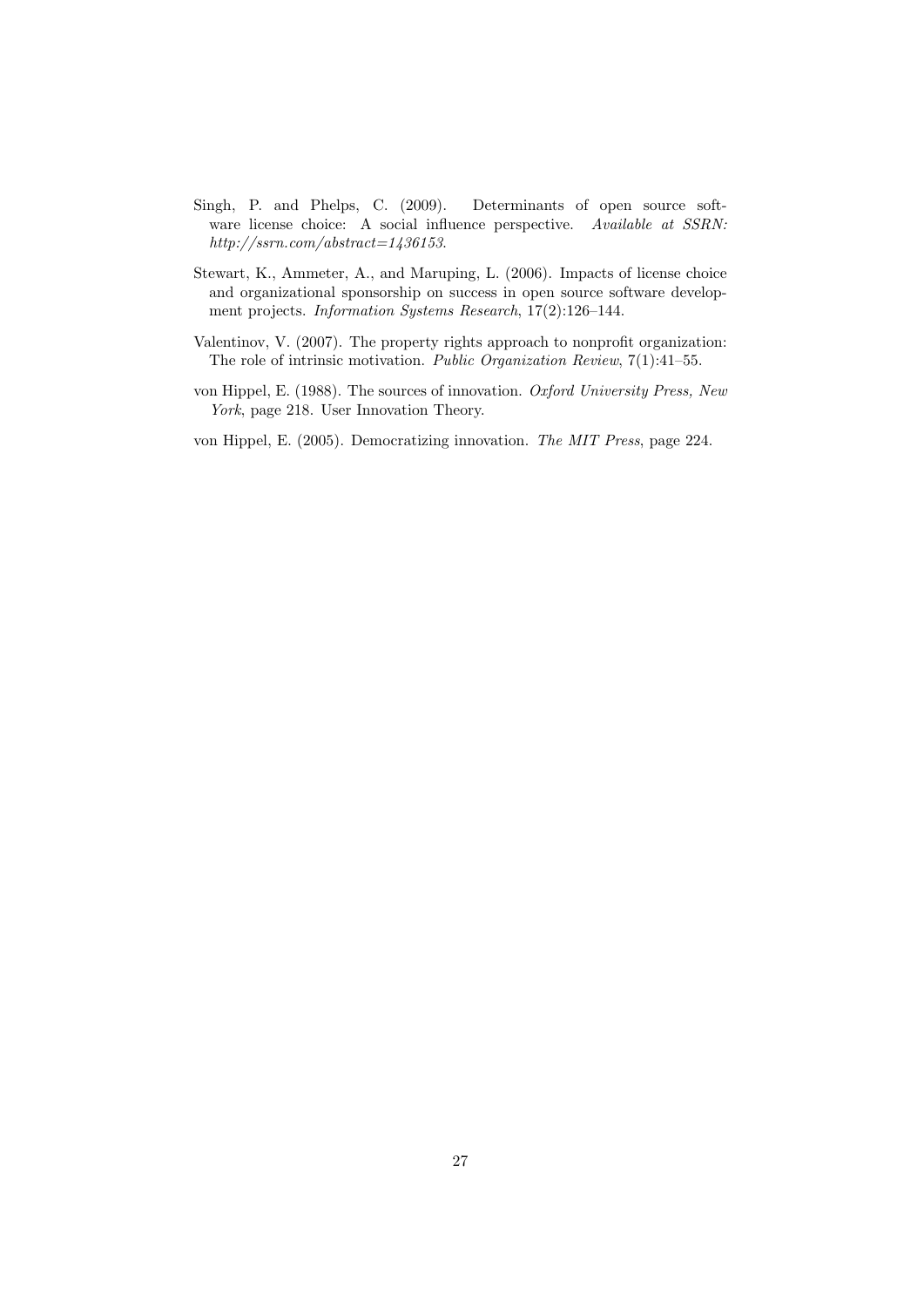Singh, P. and Phelps, C. (2009). Determinants of open source software license choice: A social influence perspective. *Available at SSRN: http://ssrn.com/abstract=1436153*.

Stewart, K., Ammeter, A., and Maruping, L. (2006). Impacts of license choice and organizational sponsorship on success in open source software development projects. *Information Systems Research*, 17(2):126–144.

Valentinov, V. (2007). The property rights approach to nonprofit organization: The role of intrinsic motivation. *Public Organization Review*, 7(1):41–55.

von Hippel, E. (1988). The sources of innovation. *Oxford University Press, New York*, page 218. User Innovation Theory.

von Hippel, E. (2005). Democratizing innovation. *The MIT Press*, page 224.